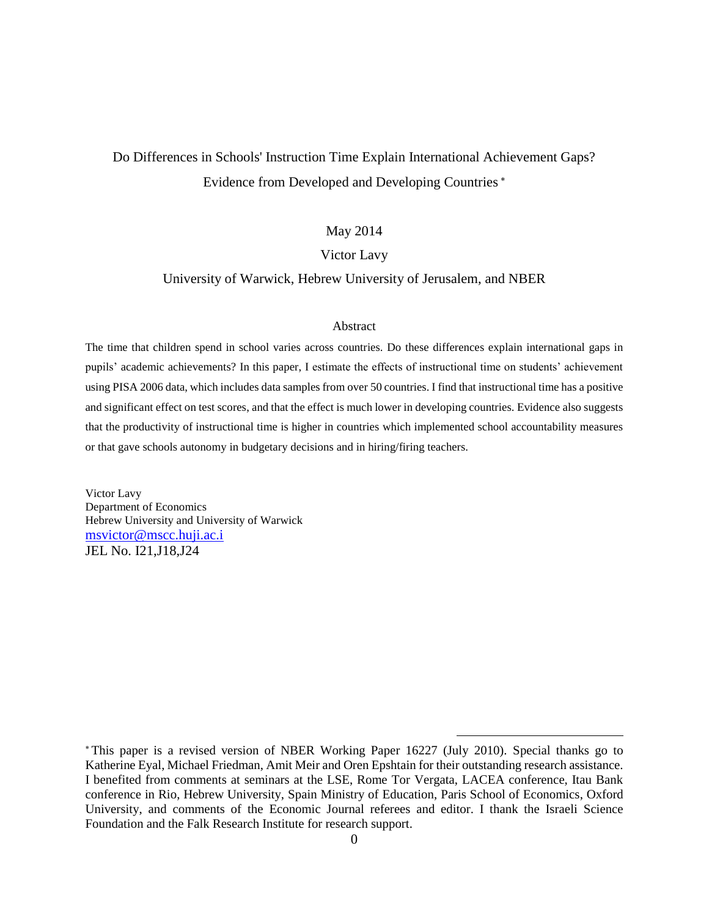# Do Differences in Schools' Instruction Time Explain International Achievement Gaps? Evidence from Developed and Developing Countries [*]

May 2014

Victor Lavy

University of Warwick, Hebrew University of Jerusalem, and NBER

## Abstract

The time that children spend in school varies across countries. Do these differences explain international gaps in pupils' academic achievements? In this paper, I estimate the effects of instructional time on students' achievement using PISA 2006 data, which includes data samples from over 50 countries. I find that instructional time has a positive and significant effect on test scores, and that the effect is much lower in developing countries. Evidence also suggests that the productivity of instructional time is higher in countries which implemented school accountability measures or that gave schools autonomy in budgetary decisions and in hiring/firing teachers.

Victor Lavy
Department of Economics
Hebrew University and University of Warwick
msvictor@mscc.huji.ac.i
JEL No. I21,J18,J24

---

[*] This paper is a revised version of NBER Working Paper 16227 (July 2010). Special thanks go to Katherine Eyal, Michael Friedman, Amit Meir and Oren Epshtain for their outstanding research assistance. I benefited from comments at seminars at the LSE, Rome Tor Vergata, LACEA conference, Itau Bank conference in Rio, Hebrew University, Spain Ministry of Education, Paris School of Economics, Oxford University, and comments of the Economic Journal referees and editor. I thank the Israeli Science Foundation and the Falk Research Institute for research support.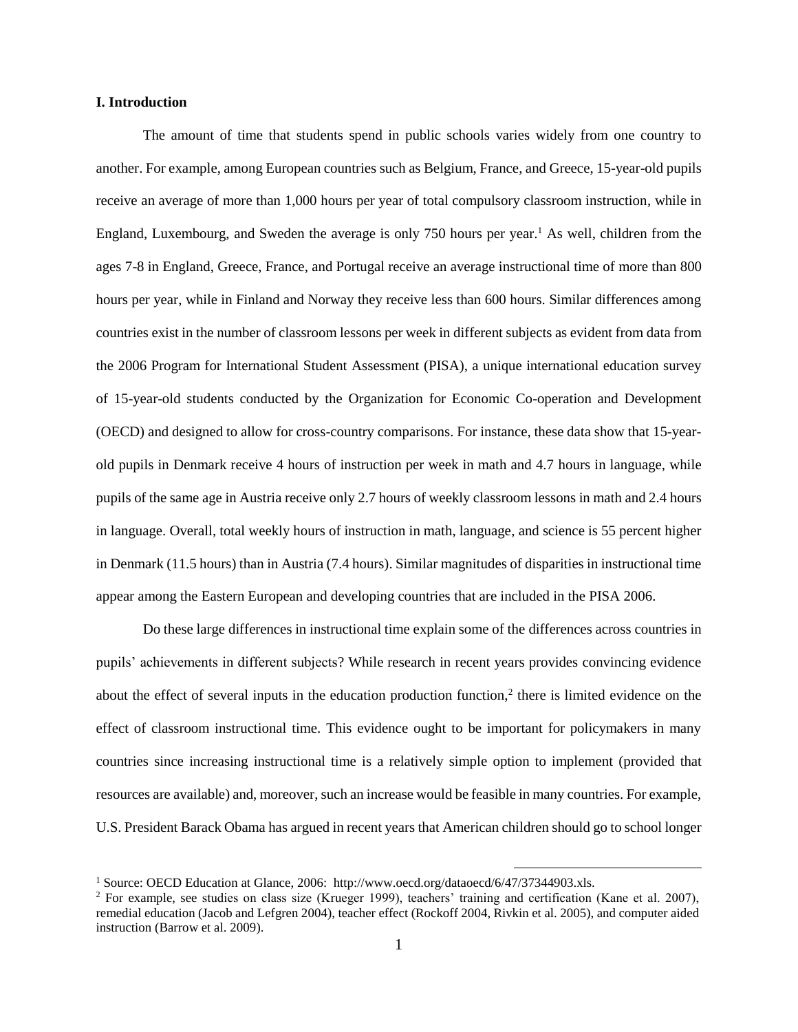## I. Introduction

The amount of time that students spend in public schools varies widely from one country to another. For example, among European countries such as Belgium, France, and Greece, 15-year-old pupils receive an average of more than 1,000 hours per year of total compulsory classroom instruction, while in England, Luxembourg, and Sweden the average is only 750 hours per year.[1] As well, children from the ages 7-8 in England, Greece, France, and Portugal receive an average instructional time of more than 800 hours per year, while in Finland and Norway they receive less than 600 hours. Similar differences among countries exist in the number of classroom lessons per week in different subjects as evident from data from the 2006 Program for International Student Assessment (PISA), a unique international education survey of 15-year-old students conducted by the Organization for Economic Co-operation and Development (OECD) and designed to allow for cross-country comparisons. For instance, these data show that 15-year-old pupils in Denmark receive 4 hours of instruction per week in math and 4.7 hours in language, while pupils of the same age in Austria receive only 2.7 hours of weekly classroom lessons in math and 2.4 hours in language. Overall, total weekly hours of instruction in math, language, and science is 55 percent higher in Denmark (11.5 hours) than in Austria (7.4 hours). Similar magnitudes of disparities in instructional time appear among the Eastern European and developing countries that are included in the PISA 2006.

Do these large differences in instructional time explain some of the differences across countries in pupils' achievements in different subjects? While research in recent years provides convincing evidence about the effect of several inputs in the education production function,[2] there is limited evidence on the effect of classroom instructional time. This evidence ought to be important for policymakers in many countries since increasing instructional time is a relatively simple option to implement (provided that resources are available) and, moreover, such an increase would be feasible in many countries. For example, U.S. President Barack Obama has argued in recent years that American children should go to school longer

[1] Source: OECD Education at Glance, 2006: http://www.oecd.org/dataoecd/6/47/37344903.xls.

[2] For example, see studies on class size (Krueger 1999), teachers' training and certification (Kane et al. 2007), remedial education (Jacob and Lefgren 2004), teacher effect (Rockoff 2004, Rivkin et al. 2005), and computer aided instruction (Barrow et al. 2009).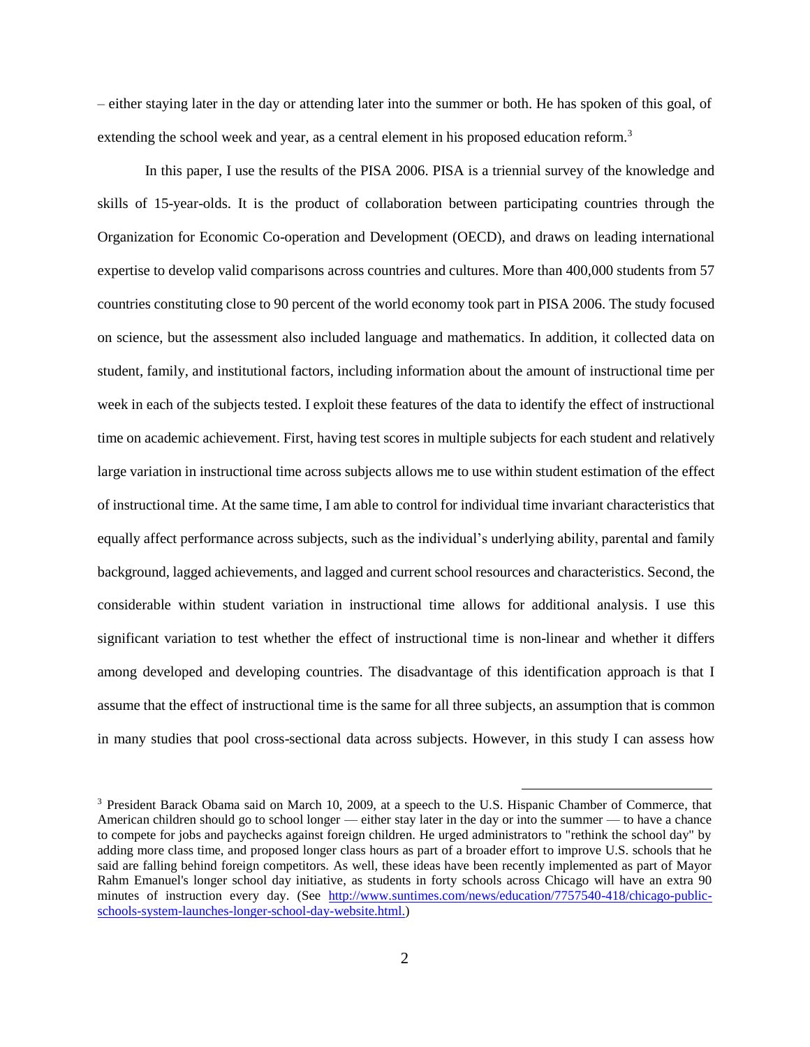– either staying later in the day or attending later into the summer or both. He has spoken of this goal, of extending the school week and year, as a central element in his proposed education reform.[3]

In this paper, I use the results of the PISA 2006. PISA is a triennial survey of the knowledge and skills of 15-year-olds. It is the product of collaboration between participating countries through the Organization for Economic Co-operation and Development (OECD), and draws on leading international expertise to develop valid comparisons across countries and cultures. More than 400,000 students from 57 countries constituting close to 90 percent of the world economy took part in PISA 2006. The study focused on science, but the assessment also included language and mathematics. In addition, it collected data on student, family, and institutional factors, including information about the amount of instructional time per week in each of the subjects tested. I exploit these features of the data to identify the effect of instructional time on academic achievement. First, having test scores in multiple subjects for each student and relatively large variation in instructional time across subjects allows me to use within student estimation of the effect of instructional time. At the same time, I am able to control for individual time invariant characteristics that equally affect performance across subjects, such as the individual's underlying ability, parental and family background, lagged achievements, and lagged and current school resources and characteristics. Second, the considerable within student variation in instructional time allows for additional analysis. I use this significant variation to test whether the effect of instructional time is non-linear and whether it differs among developed and developing countries. The disadvantage of this identification approach is that I assume that the effect of instructional time is the same for all three subjects, an assumption that is common in many studies that pool cross-sectional data across subjects. However, in this study I can assess how

---

[3] President Barack Obama said on March 10, 2009, at a speech to the U.S. Hispanic Chamber of Commerce, that American children should go to school longer — either stay later in the day or into the summer — to have a chance to compete for jobs and paychecks against foreign children. He urged administrators to "rethink the school day" by adding more class time, and proposed longer class hours as part of a broader effort to improve U.S. schools that he said are falling behind foreign competitors. As well, these ideas have been recently implemented as part of Mayor Rahm Emanuel's longer school day initiative, as students in forty schools across Chicago will have an extra 90 minutes of instruction every day. (See http://www.suntimes.com/news/education/7757540-418/chicago-public-schools-system-launches-longer-school-day-website.html.)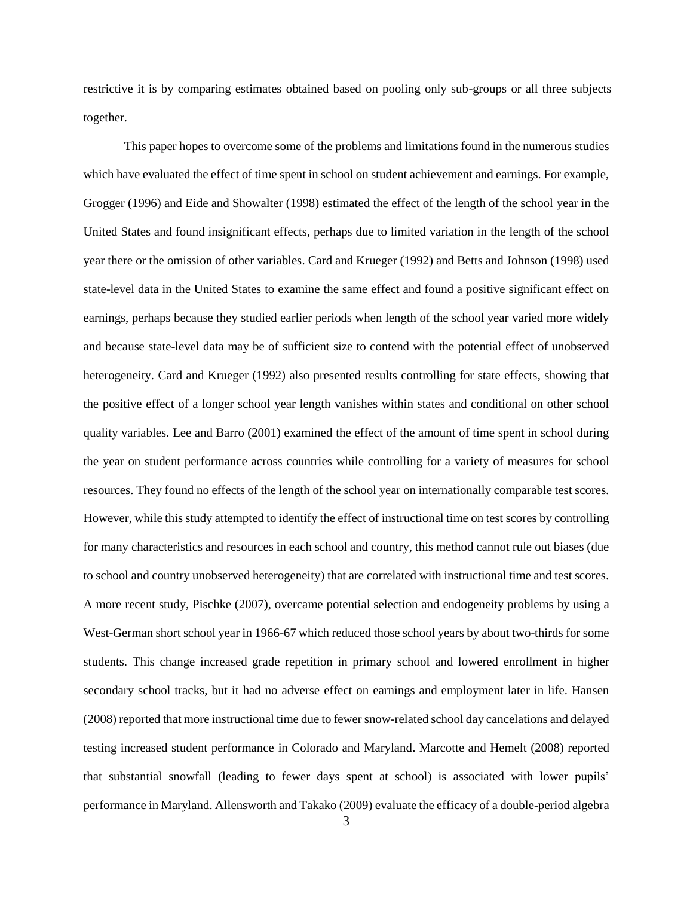restrictive it is by comparing estimates obtained based on pooling only sub-groups or all three subjects together.

This paper hopes to overcome some of the problems and limitations found in the numerous studies which have evaluated the effect of time spent in school on student achievement and earnings. For example, Grogger (1996) and Eide and Showalter (1998) estimated the effect of the length of the school year in the United States and found insignificant effects, perhaps due to limited variation in the length of the school year there or the omission of other variables. Card and Krueger (1992) and Betts and Johnson (1998) used state-level data in the United States to examine the same effect and found a positive significant effect on earnings, perhaps because they studied earlier periods when length of the school year varied more widely and because state-level data may be of sufficient size to contend with the potential effect of unobserved heterogeneity. Card and Krueger (1992) also presented results controlling for state effects, showing that the positive effect of a longer school year length vanishes within states and conditional on other school quality variables. Lee and Barro (2001) examined the effect of the amount of time spent in school during the year on student performance across countries while controlling for a variety of measures for school resources. They found no effects of the length of the school year on internationally comparable test scores. However, while this study attempted to identify the effect of instructional time on test scores by controlling for many characteristics and resources in each school and country, this method cannot rule out biases (due to school and country unobserved heterogeneity) that are correlated with instructional time and test scores. A more recent study, Pischke (2007), overcame potential selection and endogeneity problems by using a West-German short school year in 1966-67 which reduced those school years by about two-thirds for some students. This change increased grade repetition in primary school and lowered enrollment in higher secondary school tracks, but it had no adverse effect on earnings and employment later in life. Hansen (2008) reported that more instructional time due to fewer snow-related school day cancelations and delayed testing increased student performance in Colorado and Maryland. Marcotte and Hemelt (2008) reported that substantial snowfall (leading to fewer days spent at school) is associated with lower pupils' performance in Maryland. Allensworth and Takako (2009) evaluate the efficacy of a double-period algebra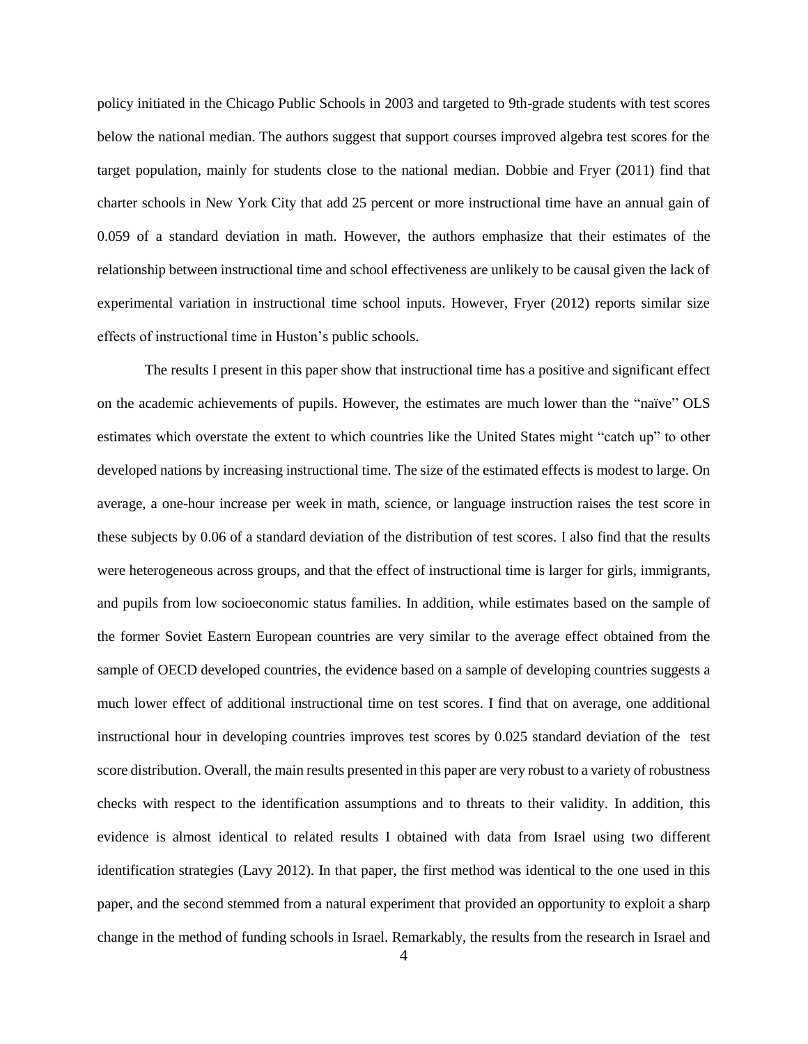policy initiated in the Chicago Public Schools in 2003 and targeted to 9th-grade students with test scores below the national median. The authors suggest that support courses improved algebra test scores for the target population, mainly for students close to the national median. Dobbie and Fryer (2011) find that charter schools in New York City that add 25 percent or more instructional time have an annual gain of 0.059 of a standard deviation in math. However, the authors emphasize that their estimates of the relationship between instructional time and school effectiveness are unlikely to be causal given the lack of experimental variation in instructional time school inputs. However, Fryer (2012) reports similar size effects of instructional time in Huston's public schools.

The results I present in this paper show that instructional time has a positive and significant effect on the academic achievements of pupils. However, the estimates are much lower than the "naïve" OLS estimates which overstate the extent to which countries like the United States might "catch up" to other developed nations by increasing instructional time. The size of the estimated effects is modest to large. On average, a one-hour increase per week in math, science, or language instruction raises the test score in these subjects by 0.06 of a standard deviation of the distribution of test scores. I also find that the results were heterogeneous across groups, and that the effect of instructional time is larger for girls, immigrants, and pupils from low socioeconomic status families. In addition, while estimates based on the sample of the former Soviet Eastern European countries are very similar to the average effect obtained from the sample of OECD developed countries, the evidence based on a sample of developing countries suggests a much lower effect of additional instructional time on test scores. I find that on average, one additional instructional hour in developing countries improves test scores by 0.025 standard deviation of the test score distribution. Overall, the main results presented in this paper are very robust to a variety of robustness checks with respect to the identification assumptions and to threats to their validity. In addition, this evidence is almost identical to related results I obtained with data from Israel using two different identification strategies (Lavy 2012). In that paper, the first method was identical to the one used in this paper, and the second stemmed from a natural experiment that provided an opportunity to exploit a sharp change in the method of funding schools in Israel. Remarkably, the results from the research in Israel and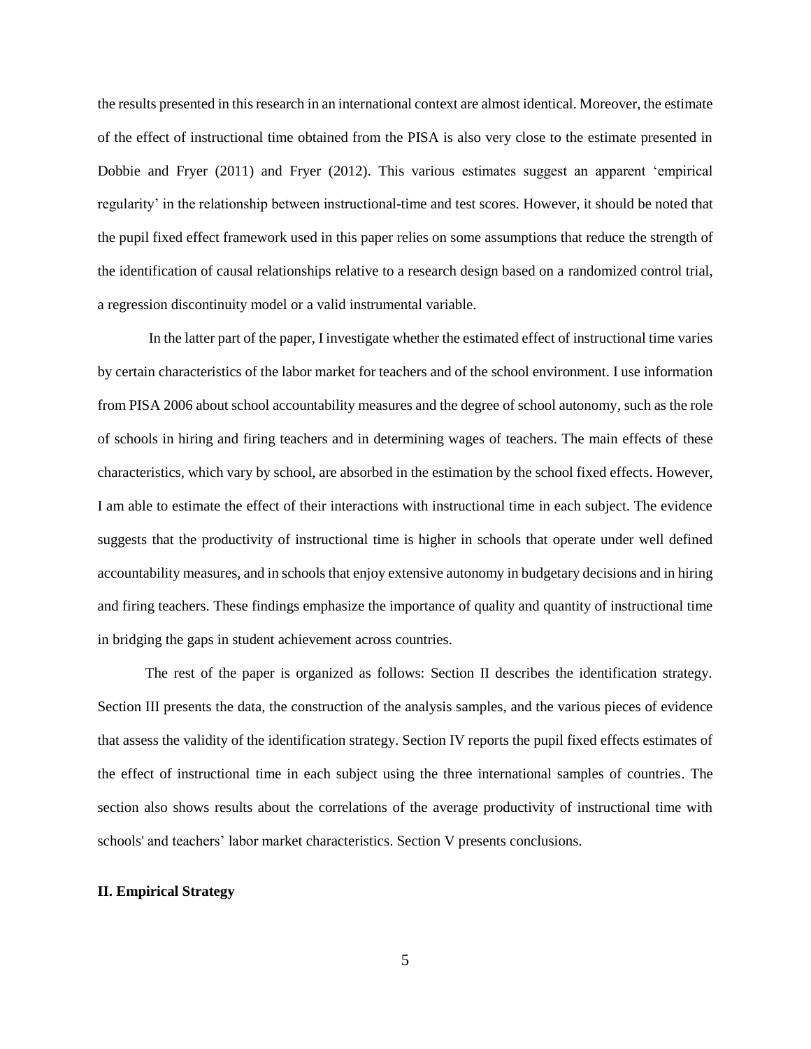the results presented in this research in an international context are almost identical. Moreover, the estimate of the effect of instructional time obtained from the PISA is also very close to the estimate presented in Dobbie and Fryer (2011) and Fryer (2012). This various estimates suggest an apparent 'empirical regularity' in the relationship between instructional-time and test scores. However, it should be noted that the pupil fixed effect framework used in this paper relies on some assumptions that reduce the strength of the identification of causal relationships relative to a research design based on a randomized control trial, a regression discontinuity model or a valid instrumental variable.

In the latter part of the paper, I investigate whether the estimated effect of instructional time varies by certain characteristics of the labor market for teachers and of the school environment. I use information from PISA 2006 about school accountability measures and the degree of school autonomy, such as the role of schools in hiring and firing teachers and in determining wages of teachers. The main effects of these characteristics, which vary by school, are absorbed in the estimation by the school fixed effects. However, I am able to estimate the effect of their interactions with instructional time in each subject. The evidence suggests that the productivity of instructional time is higher in schools that operate under well defined accountability measures, and in schools that enjoy extensive autonomy in budgetary decisions and in hiring and firing teachers. These findings emphasize the importance of quality and quantity of instructional time in bridging the gaps in student achievement across countries.

The rest of the paper is organized as follows: Section II describes the identification strategy. Section III presents the data, the construction of the analysis samples, and the various pieces of evidence that assess the validity of the identification strategy. Section IV reports the pupil fixed effects estimates of the effect of instructional time in each subject using the three international samples of countries. The section also shows results about the correlations of the average productivity of instructional time with schools' and teachers' labor market characteristics. Section V presents conclusions.

## II. Empirical Strategy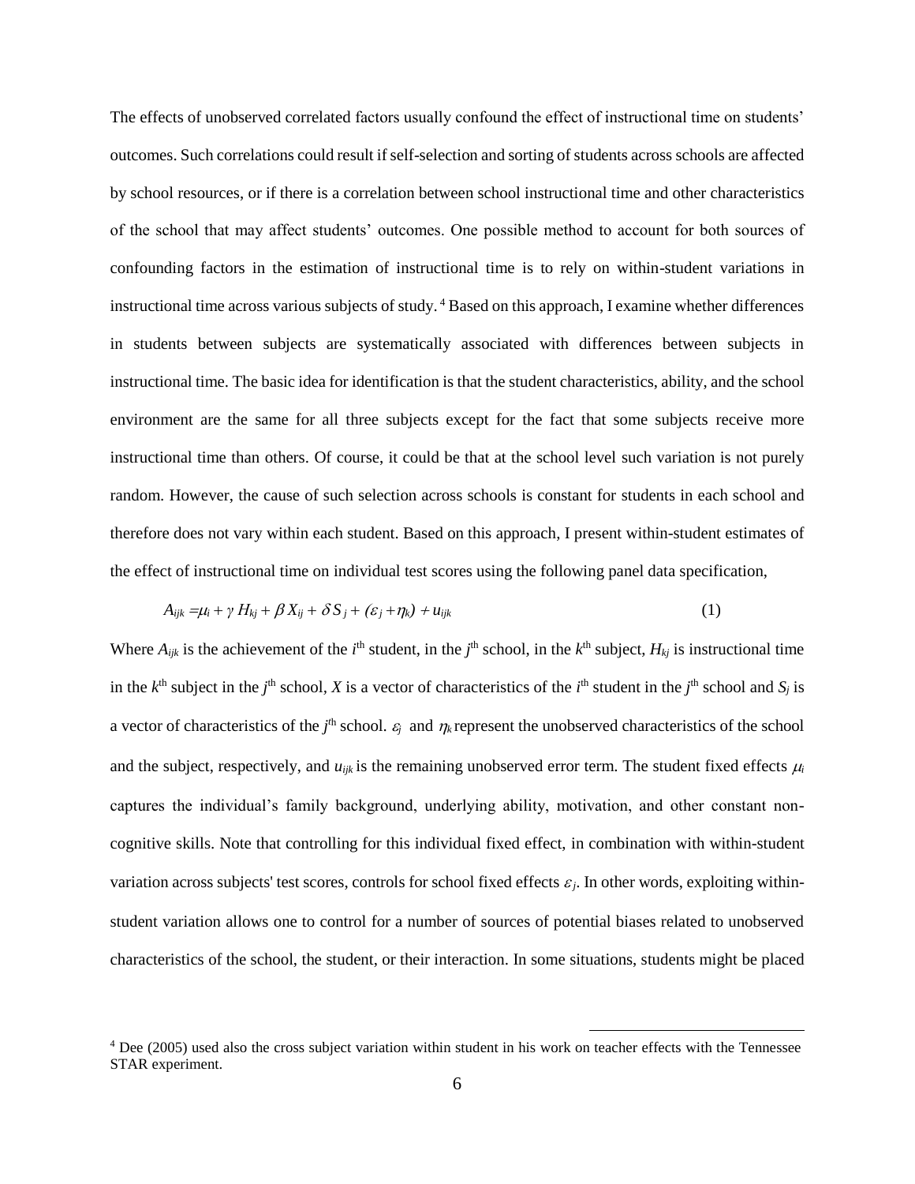The effects of unobserved correlated factors usually confound the effect of instructional time on students' outcomes. Such correlations could result if self-selection and sorting of students across schools are affected by school resources, or if there is a correlation between school instructional time and other characteristics of the school that may affect students' outcomes. One possible method to account for both sources of confounding factors in the estimation of instructional time is to rely on within-student variations in instructional time across various subjects of study. [4] Based on this approach, I examine whether differences in students between subjects are systematically associated with differences between subjects in instructional time. The basic idea for identification is that the student characteristics, ability, and the school environment are the same for all three subjects except for the fact that some subjects receive more instructional time than others. Of course, it could be that at the school level such variation is not purely random. However, the cause of such selection across schools is constant for students in each school and therefore does not vary within each student. Based on this approach, I present within-student estimates of the effect of instructional time on individual test scores using the following panel data specification,

$$A_{ijk} = \mu_i + \gamma H_{kj} + \beta X_{ij} + \delta S_j + (\varepsilon_j + \eta_k) + u_{ijk} \quad (1)$$

Where $A_{ijk}$ is the achievement of the $i^{\text{th}}$ student, in the $j^{\text{th}}$ school, in the $k^{\text{th}}$ subject, $H_{kj}$ is instructional time in the $k^{\text{th}}$ subject in the $j^{\text{th}}$ school, $X$ is a vector of characteristics of the $i^{\text{th}}$ student in the $j^{\text{th}}$ school and $S_j$ is a vector of characteristics of the $j^{\text{th}}$ school. $\varepsilon_j$ and $\eta_k$ represent the unobserved characteristics of the school and the subject, respectively, and $u_{ijk}$ is the remaining unobserved error term. The student fixed effects $\mu_i$ captures the individual's family background, underlying ability, motivation, and other constant non-cognitive skills. Note that controlling for this individual fixed effect, in combination with within-student variation across subjects' test scores, controls for school fixed effects $\varepsilon_j$. In other words, exploiting within-student variation allows one to control for a number of sources of potential biases related to unobserved characteristics of the school, the student, or their interaction. In some situations, students might be placed

[4] Dee (2005) used also the cross subject variation within student in his work on teacher effects with the Tennessee STAR experiment.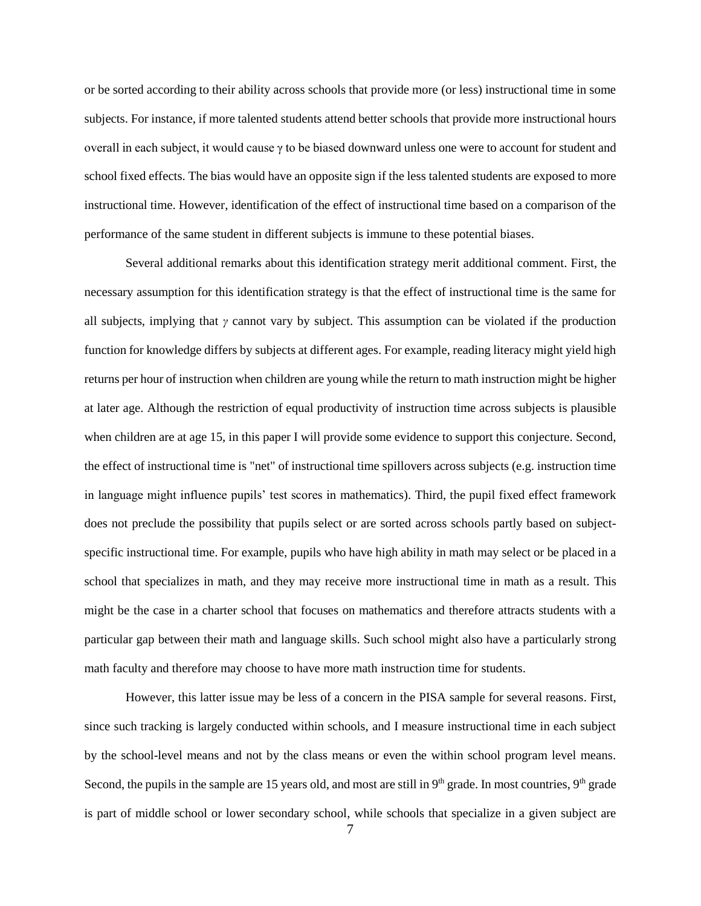or be sorted according to their ability across schools that provide more (or less) instructional time in some subjects. For instance, if more talented students attend better schools that provide more instructional hours overall in each subject, it would cause $\gamma$ to be biased downward unless one were to account for student and school fixed effects. The bias would have an opposite sign if the less talented students are exposed to more instructional time. However, identification of the effect of instructional time based on a comparison of the performance of the same student in different subjects is immune to these potential biases.

Several additional remarks about this identification strategy merit additional comment. First, the necessary assumption for this identification strategy is that the effect of instructional time is the same for all subjects, implying that $\gamma$ cannot vary by subject. This assumption can be violated if the production function for knowledge differs by subjects at different ages. For example, reading literacy might yield high returns per hour of instruction when children are young while the return to math instruction might be higher at later age. Although the restriction of equal productivity of instruction time across subjects is plausible when children are at age 15, in this paper I will provide some evidence to support this conjecture. Second, the effect of instructional time is "net" of instructional time spillovers across subjects (e.g. instruction time in language might influence pupils' test scores in mathematics). Third, the pupil fixed effect framework does not preclude the possibility that pupils select or are sorted across schools partly based on subject-specific instructional time. For example, pupils who have high ability in math may select or be placed in a school that specializes in math, and they may receive more instructional time in math as a result. This might be the case in a charter school that focuses on mathematics and therefore attracts students with a particular gap between their math and language skills. Such school might also have a particularly strong math faculty and therefore may choose to have more math instruction time for students.

However, this latter issue may be less of a concern in the PISA sample for several reasons. First, since such tracking is largely conducted within schools, and I measure instructional time in each subject by the school-level means and not by the class means or even the within school program level means. Second, the pupils in the sample are 15 years old, and most are still in 9th grade. In most countries, 9th grade is part of middle school or lower secondary school, while schools that specialize in a given subject are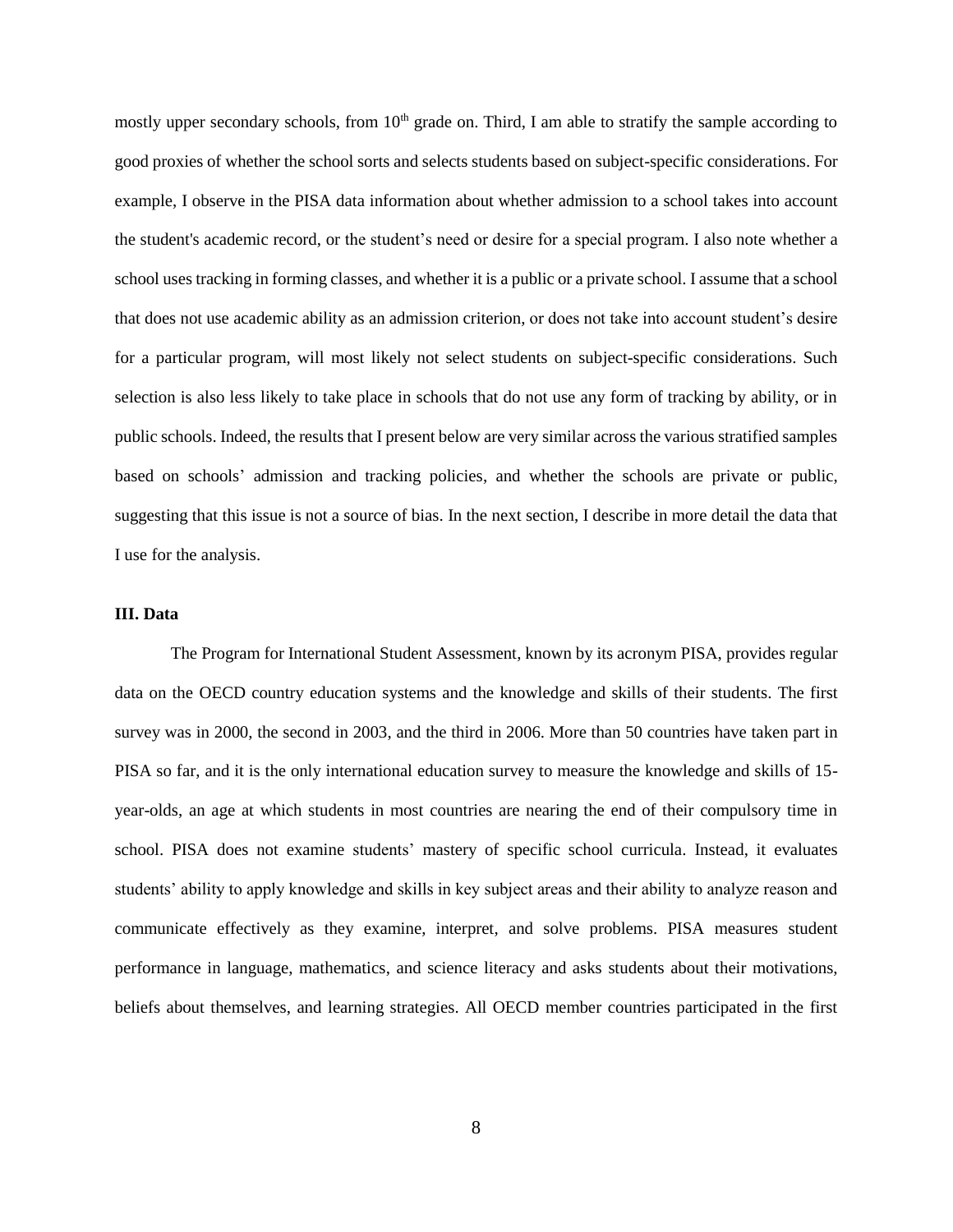mostly upper secondary schools, from $10^{th}$ grade on. Third, I am able to stratify the sample according to good proxies of whether the school sorts and selects students based on subject-specific considerations. For example, I observe in the PISA data information about whether admission to a school takes into account the student's academic record, or the student's need or desire for a special program. I also note whether a school uses tracking in forming classes, and whether it is a public or a private school. I assume that a school that does not use academic ability as an admission criterion, or does not take into account student's desire for a particular program, will most likely not select students on subject-specific considerations. Such selection is also less likely to take place in schools that do not use any form of tracking by ability, or in public schools. Indeed, the results that I present below are very similar across the various stratified samples based on schools' admission and tracking policies, and whether the schools are private or public, suggesting that this issue is not a source of bias. In the next section, I describe in more detail the data that I use for the analysis.

## III. Data

The Program for International Student Assessment, known by its acronym PISA, provides regular data on the OECD country education systems and the knowledge and skills of their students. The first survey was in 2000, the second in 2003, and the third in 2006. More than 50 countries have taken part in PISA so far, and it is the only international education survey to measure the knowledge and skills of 15-year-olds, an age at which students in most countries are nearing the end of their compulsory time in school. PISA does not examine students' mastery of specific school curricula. Instead, it evaluates students' ability to apply knowledge and skills in key subject areas and their ability to analyze reason and communicate effectively as they examine, interpret, and solve problems. PISA measures student performance in language, mathematics, and science literacy and asks students about their motivations, beliefs about themselves, and learning strategies. All OECD member countries participated in the first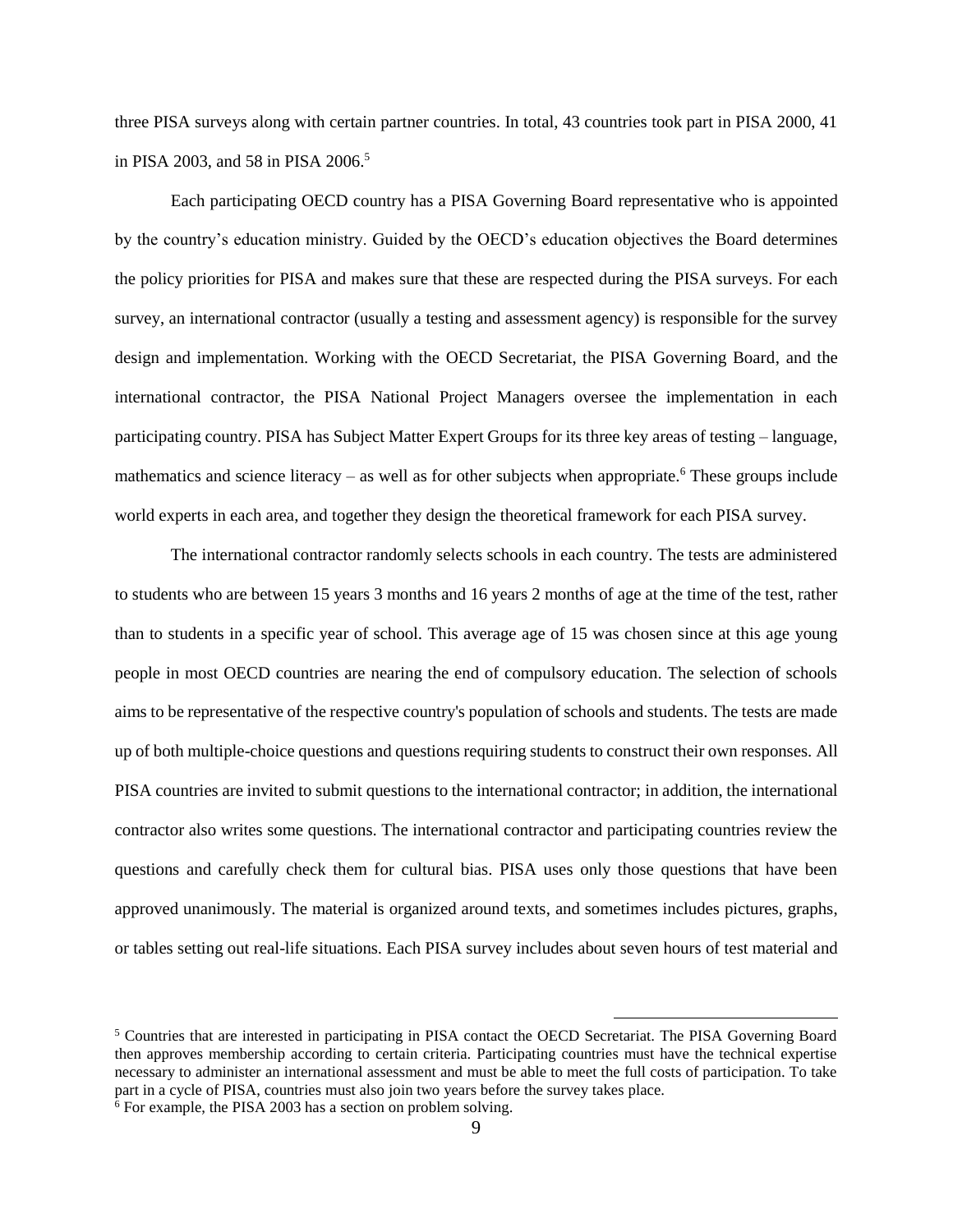three PISA surveys along with certain partner countries. In total, 43 countries took part in PISA 2000, 41 in PISA 2003, and 58 in PISA 2006.[5]

Each participating OECD country has a PISA Governing Board representative who is appointed by the country's education ministry. Guided by the OECD's education objectives the Board determines the policy priorities for PISA and makes sure that these are respected during the PISA surveys. For each survey, an international contractor (usually a testing and assessment agency) is responsible for the survey design and implementation. Working with the OECD Secretariat, the PISA Governing Board, and the international contractor, the PISA National Project Managers oversee the implementation in each participating country. PISA has Subject Matter Expert Groups for its three key areas of testing – language, mathematics and science literacy – as well as for other subjects when appropriate.[6] These groups include world experts in each area, and together they design the theoretical framework for each PISA survey.

The international contractor randomly selects schools in each country. The tests are administered to students who are between 15 years 3 months and 16 years 2 months of age at the time of the test, rather than to students in a specific year of school. This average age of 15 was chosen since at this age young people in most OECD countries are nearing the end of compulsory education. The selection of schools aims to be representative of the respective country's population of schools and students. The tests are made up of both multiple-choice questions and questions requiring students to construct their own responses. All PISA countries are invited to submit questions to the international contractor; in addition, the international contractor also writes some questions. The international contractor and participating countries review the questions and carefully check them for cultural bias. PISA uses only those questions that have been approved unanimously. The material is organized around texts, and sometimes includes pictures, graphs, or tables setting out real-life situations. Each PISA survey includes about seven hours of test material and

---

[5] Countries that are interested in participating in PISA contact the OECD Secretariat. The PISA Governing Board then approves membership according to certain criteria. Participating countries must have the technical expertise necessary to administer an international assessment and must be able to meet the full costs of participation. To take part in a cycle of PISA, countries must also join two years before the survey takes place.

[6] For example, the PISA 2003 has a section on problem solving.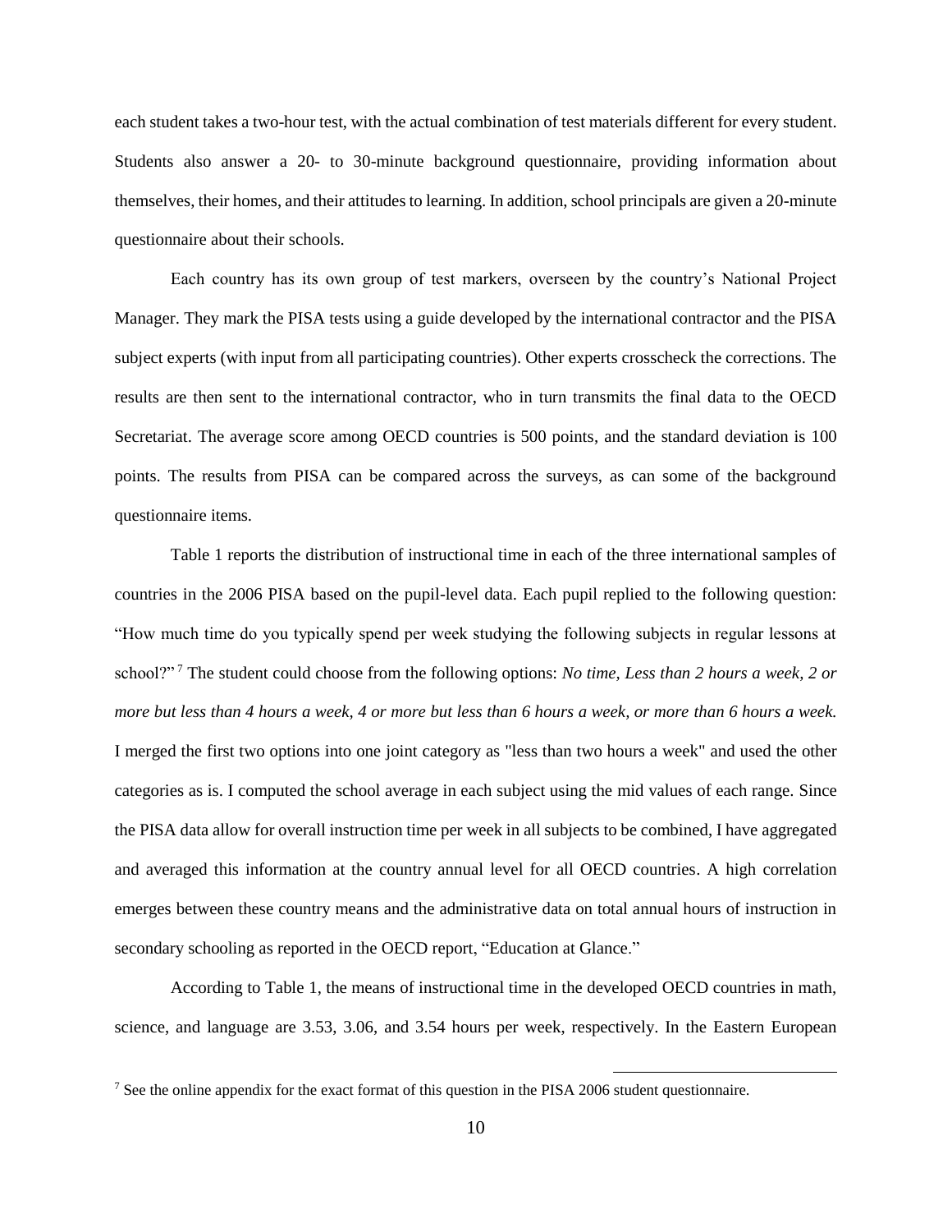each student takes a two-hour test, with the actual combination of test materials different for every student. Students also answer a 20- to 30-minute background questionnaire, providing information about themselves, their homes, and their attitudes to learning. In addition, school principals are given a 20-minute questionnaire about their schools.

Each country has its own group of test markers, overseen by the country's National Project Manager. They mark the PISA tests using a guide developed by the international contractor and the PISA subject experts (with input from all participating countries). Other experts crosscheck the corrections. The results are then sent to the international contractor, who in turn transmits the final data to the OECD Secretariat. The average score among OECD countries is 500 points, and the standard deviation is 100 points. The results from PISA can be compared across the surveys, as can some of the background questionnaire items.

Table 1 reports the distribution of instructional time in each of the three international samples of countries in the 2006 PISA based on the pupil-level data. Each pupil replied to the following question: "How much time do you typically spend per week studying the following subjects in regular lessons at school?"[7] The student could choose from the following options: *No time, Less than 2 hours a week, 2 or more but less than 4 hours a week, 4 or more but less than 6 hours a week, or more than 6 hours a week.* I merged the first two options into one joint category as "less than two hours a week" and used the other categories as is. I computed the school average in each subject using the mid values of each range. Since the PISA data allow for overall instruction time per week in all subjects to be combined, I have aggregated and averaged this information at the country annual level for all OECD countries. A high correlation emerges between these country means and the administrative data on total annual hours of instruction in secondary schooling as reported in the OECD report, "Education at Glance."

According to Table 1, the means of instructional time in the developed OECD countries in math, science, and language are 3.53, 3.06, and 3.54 hours per week, respectively. In the Eastern European

[7] See the online appendix for the exact format of this question in the PISA 2006 student questionnaire.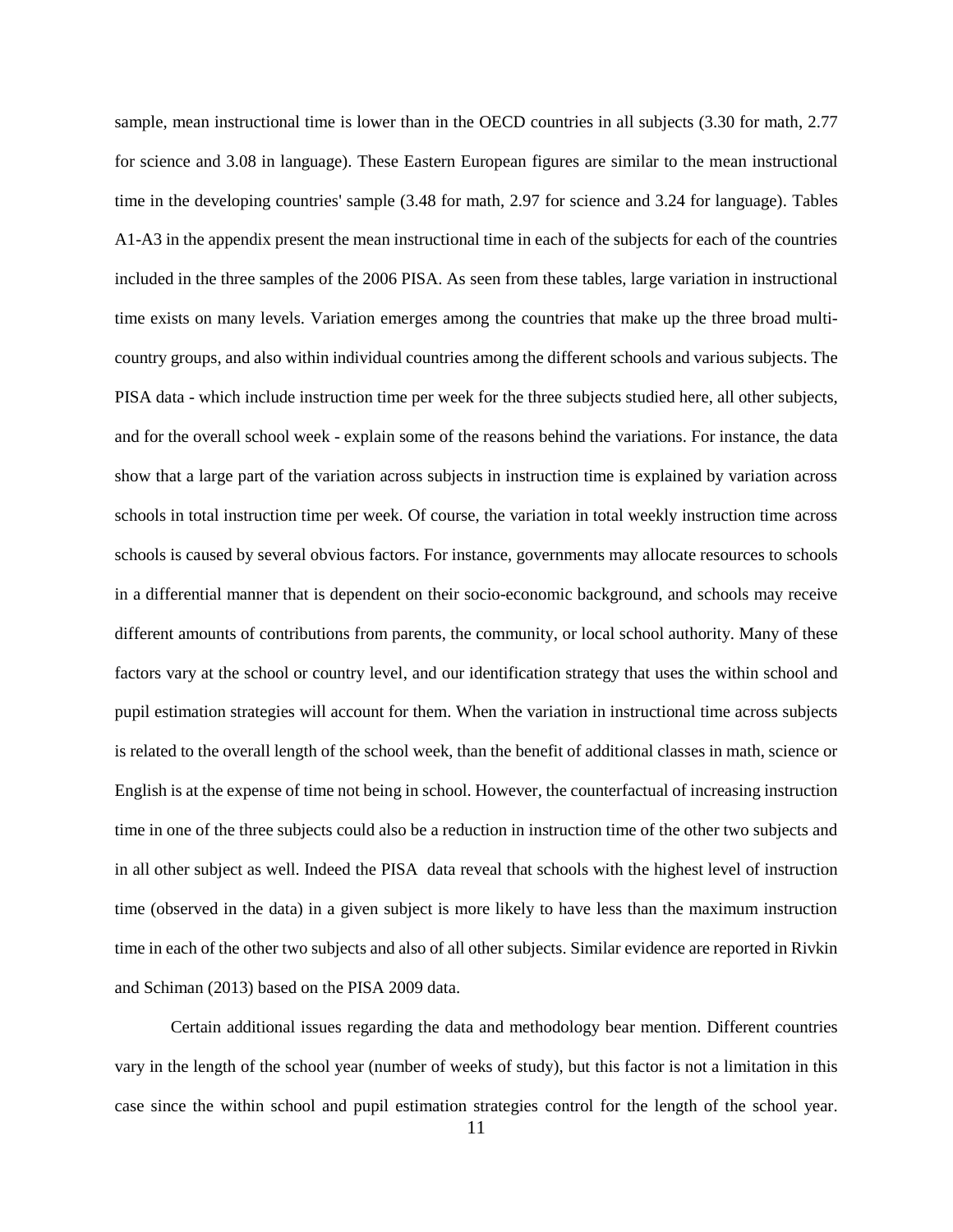sample, mean instructional time is lower than in the OECD countries in all subjects (3.30 for math, 2.77 for science and 3.08 in language). These Eastern European figures are similar to the mean instructional time in the developing countries' sample (3.48 for math, 2.97 for science and 3.24 for language). Tables A1-A3 in the appendix present the mean instructional time in each of the subjects for each of the countries included in the three samples of the 2006 PISA. As seen from these tables, large variation in instructional time exists on many levels. Variation emerges among the countries that make up the three broad multi-country groups, and also within individual countries among the different schools and various subjects. The PISA data - which include instruction time per week for the three subjects studied here, all other subjects, and for the overall school week - explain some of the reasons behind the variations. For instance, the data show that a large part of the variation across subjects in instruction time is explained by variation across schools in total instruction time per week. Of course, the variation in total weekly instruction time across schools is caused by several obvious factors. For instance, governments may allocate resources to schools in a differential manner that is dependent on their socio-economic background, and schools may receive different amounts of contributions from parents, the community, or local school authority. Many of these factors vary at the school or country level, and our identification strategy that uses the within school and pupil estimation strategies will account for them. When the variation in instructional time across subjects is related to the overall length of the school week, than the benefit of additional classes in math, science or English is at the expense of time not being in school. However, the counterfactual of increasing instruction time in one of the three subjects could also be a reduction in instruction time of the other two subjects and in all other subject as well. Indeed the PISA data reveal that schools with the highest level of instruction time (observed in the data) in a given subject is more likely to have less than the maximum instruction time in each of the other two subjects and also of all other subjects. Similar evidence are reported in Rivkin and Schiman (2013) based on the PISA 2009 data.

Certain additional issues regarding the data and methodology bear mention. Different countries vary in the length of the school year (number of weeks of study), but this factor is not a limitation in this case since the within school and pupil estimation strategies control for the length of the school year.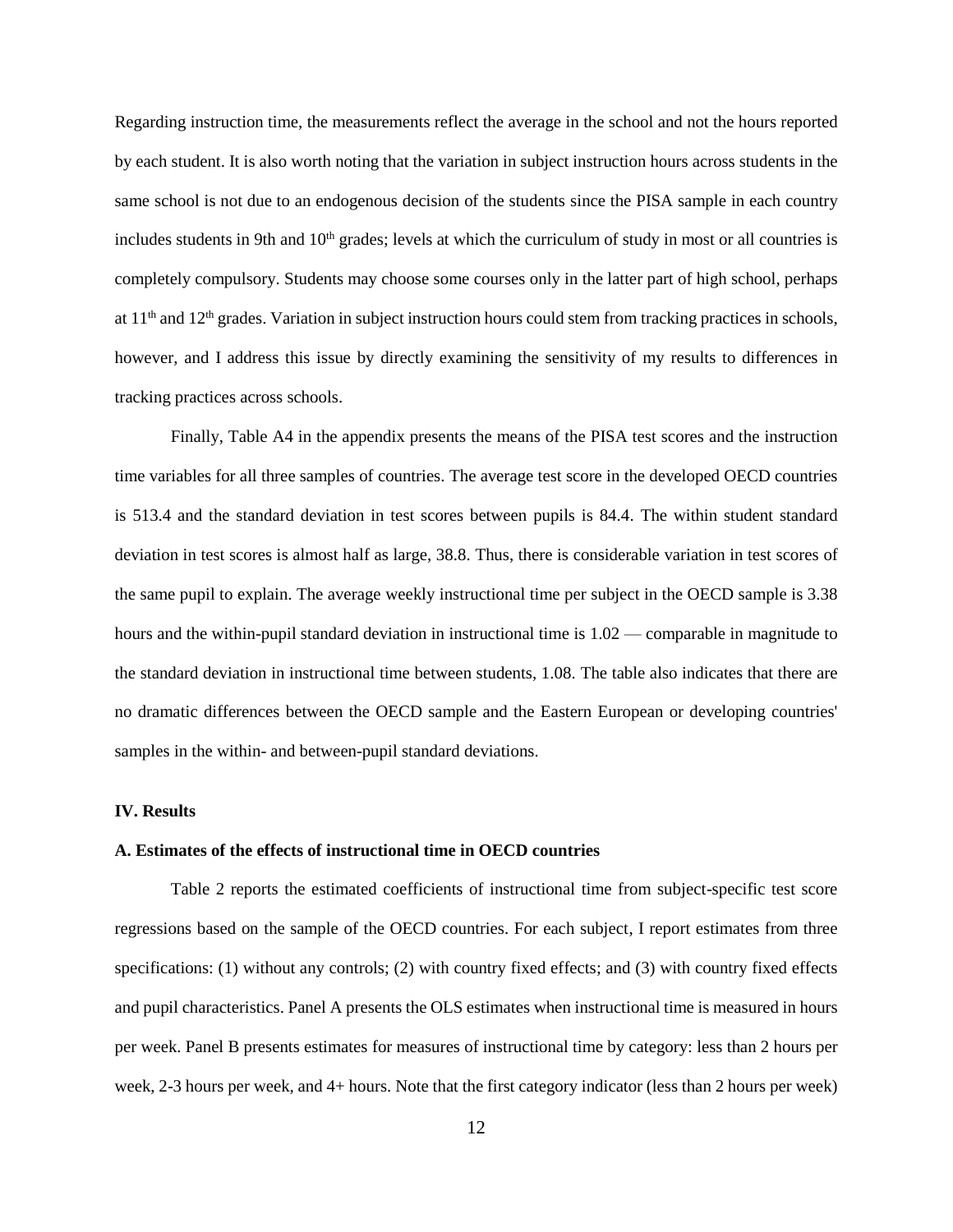Regarding instruction time, the measurements reflect the average in the school and not the hours reported by each student. It is also worth noting that the variation in subject instruction hours across students in the same school is not due to an endogenous decision of the students since the PISA sample in each country includes students in 9th and 10th grades; levels at which the curriculum of study in most or all countries is completely compulsory. Students may choose some courses only in the latter part of high school, perhaps at 11th and 12th grades. Variation in subject instruction hours could stem from tracking practices in schools, however, and I address this issue by directly examining the sensitivity of my results to differences in tracking practices across schools.

Finally, Table A4 in the appendix presents the means of the PISA test scores and the instruction time variables for all three samples of countries. The average test score in the developed OECD countries is 513.4 and the standard deviation in test scores between pupils is 84.4. The within student standard deviation in test scores is almost half as large, 38.8. Thus, there is considerable variation in test scores of the same pupil to explain. The average weekly instructional time per subject in the OECD sample is 3.38 hours and the within-pupil standard deviation in instructional time is 1.02 — comparable in magnitude to the standard deviation in instructional time between students, 1.08. The table also indicates that there are no dramatic differences between the OECD sample and the Eastern European or developing countries' samples in the within- and between-pupil standard deviations.

### IV. Results

### A. Estimates of the effects of instructional time in OECD countries

Table 2 reports the estimated coefficients of instructional time from subject-specific test score regressions based on the sample of the OECD countries. For each subject, I report estimates from three specifications: (1) without any controls; (2) with country fixed effects; and (3) with country fixed effects and pupil characteristics. Panel A presents the OLS estimates when instructional time is measured in hours per week. Panel B presents estimates for measures of instructional time by category: less than 2 hours per week, 2-3 hours per week, and 4+ hours. Note that the first category indicator (less than 2 hours per week)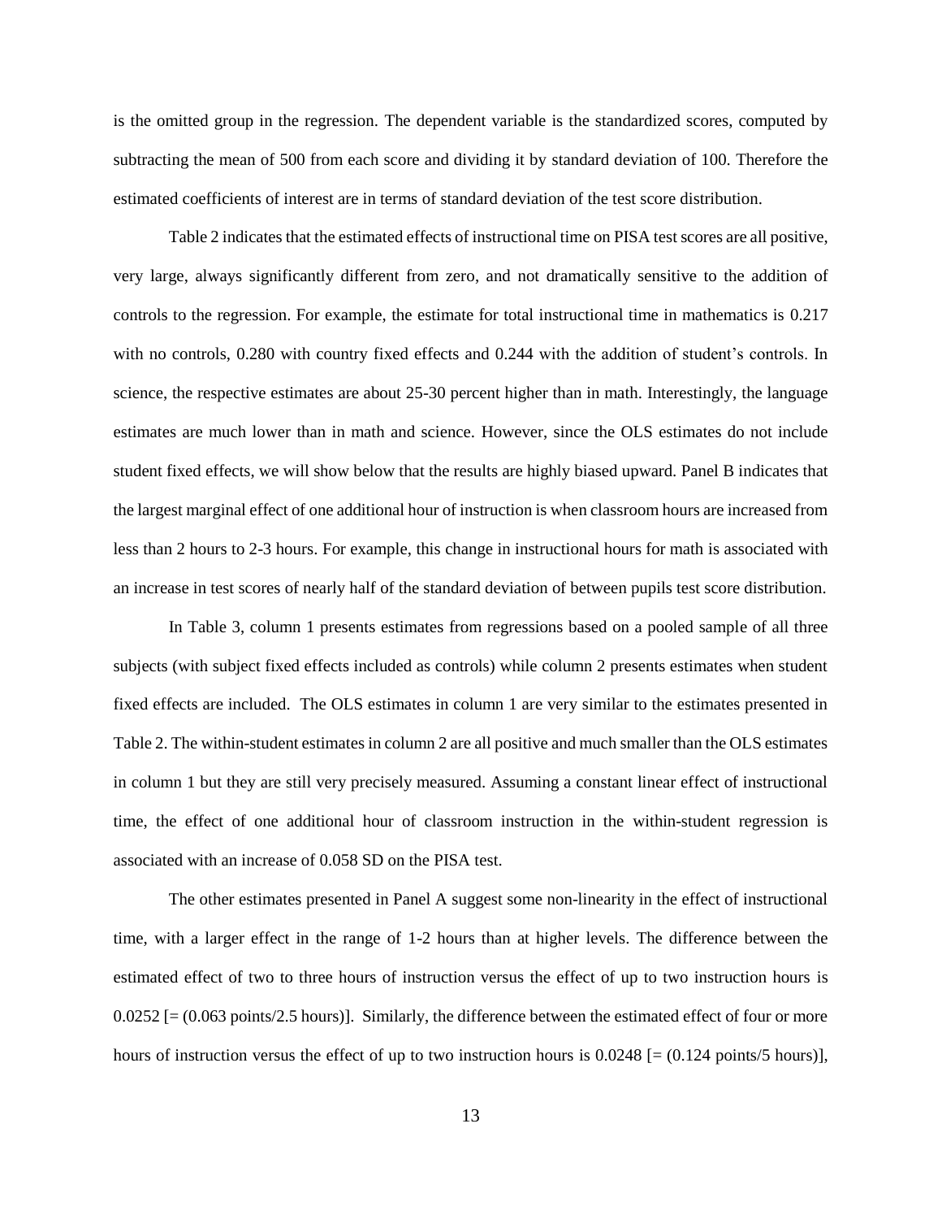is the omitted group in the regression. The dependent variable is the standardized scores, computed by subtracting the mean of 500 from each score and dividing it by standard deviation of 100. Therefore the estimated coefficients of interest are in terms of standard deviation of the test score distribution.

Table 2 indicates that the estimated effects of instructional time on PISA test scores are all positive, very large, always significantly different from zero, and not dramatically sensitive to the addition of controls to the regression. For example, the estimate for total instructional time in mathematics is 0.217 with no controls, 0.280 with country fixed effects and 0.244 with the addition of student's controls. In science, the respective estimates are about 25-30 percent higher than in math. Interestingly, the language estimates are much lower than in math and science. However, since the OLS estimates do not include student fixed effects, we will show below that the results are highly biased upward. Panel B indicates that the largest marginal effect of one additional hour of instruction is when classroom hours are increased from less than 2 hours to 2-3 hours. For example, this change in instructional hours for math is associated with an increase in test scores of nearly half of the standard deviation of between pupils test score distribution.

In Table 3, column 1 presents estimates from regressions based on a pooled sample of all three subjects (with subject fixed effects included as controls) while column 2 presents estimates when student fixed effects are included. The OLS estimates in column 1 are very similar to the estimates presented in Table 2. The within-student estimates in column 2 are all positive and much smaller than the OLS estimates in column 1 but they are still very precisely measured. Assuming a constant linear effect of instructional time, the effect of one additional hour of classroom instruction in the within-student regression is associated with an increase of 0.058 SD on the PISA test.

The other estimates presented in Panel A suggest some non-linearity in the effect of instructional time, with a larger effect in the range of 1-2 hours than at higher levels. The difference between the estimated effect of two to three hours of instruction versus the effect of up to two instruction hours is 0.0252 [= (0.063 points/2.5 hours)]. Similarly, the difference between the estimated effect of four or more hours of instruction versus the effect of up to two instruction hours is 0.0248 [= (0.124 points/5 hours)],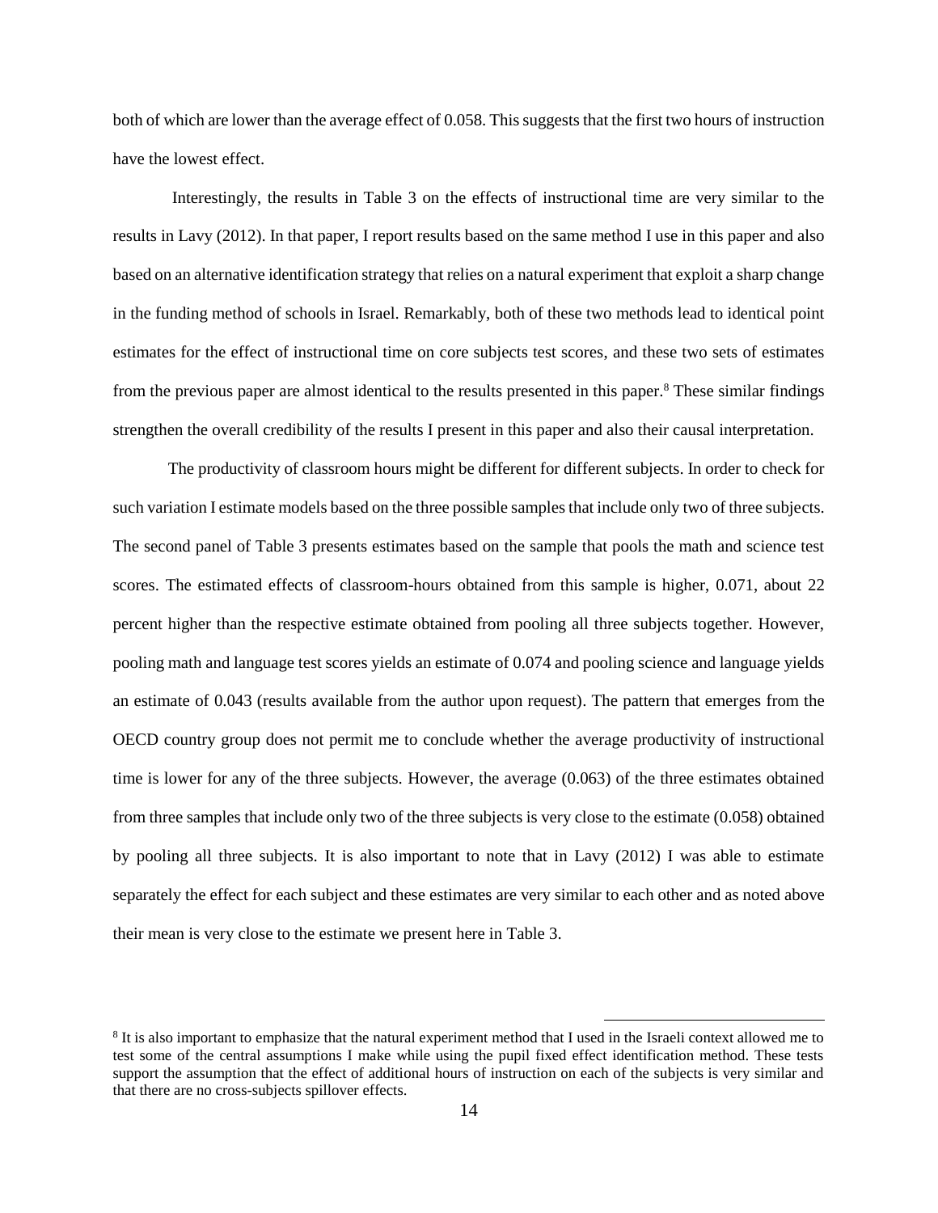both of which are lower than the average effect of 0.058. This suggests that the first two hours of instruction have the lowest effect.

Interestingly, the results in Table 3 on the effects of instructional time are very similar to the results in Lavy (2012). In that paper, I report results based on the same method I use in this paper and also based on an alternative identification strategy that relies on a natural experiment that exploit a sharp change in the funding method of schools in Israel. Remarkably, both of these two methods lead to identical point estimates for the effect of instructional time on core subjects test scores, and these two sets of estimates from the previous paper are almost identical to the results presented in this paper.[8] These similar findings strengthen the overall credibility of the results I present in this paper and also their causal interpretation.

The productivity of classroom hours might be different for different subjects. In order to check for such variation I estimate models based on the three possible samples that include only two of three subjects. The second panel of Table 3 presents estimates based on the sample that pools the math and science test scores. The estimated effects of classroom-hours obtained from this sample is higher, 0.071, about 22 percent higher than the respective estimate obtained from pooling all three subjects together. However, pooling math and language test scores yields an estimate of 0.074 and pooling science and language yields an estimate of 0.043 (results available from the author upon request). The pattern that emerges from the OECD country group does not permit me to conclude whether the average productivity of instructional time is lower for any of the three subjects. However, the average (0.063) of the three estimates obtained from three samples that include only two of the three subjects is very close to the estimate (0.058) obtained by pooling all three subjects. It is also important to note that in Lavy (2012) I was able to estimate separately the effect for each subject and these estimates are very similar to each other and as noted above their mean is very close to the estimate we present here in Table 3.

[8] It is also important to emphasize that the natural experiment method that I used in the Israeli context allowed me to test some of the central assumptions I make while using the pupil fixed effect identification method. These tests support the assumption that the effect of additional hours of instruction on each of the subjects is very similar and that there are no cross-subjects spillover effects.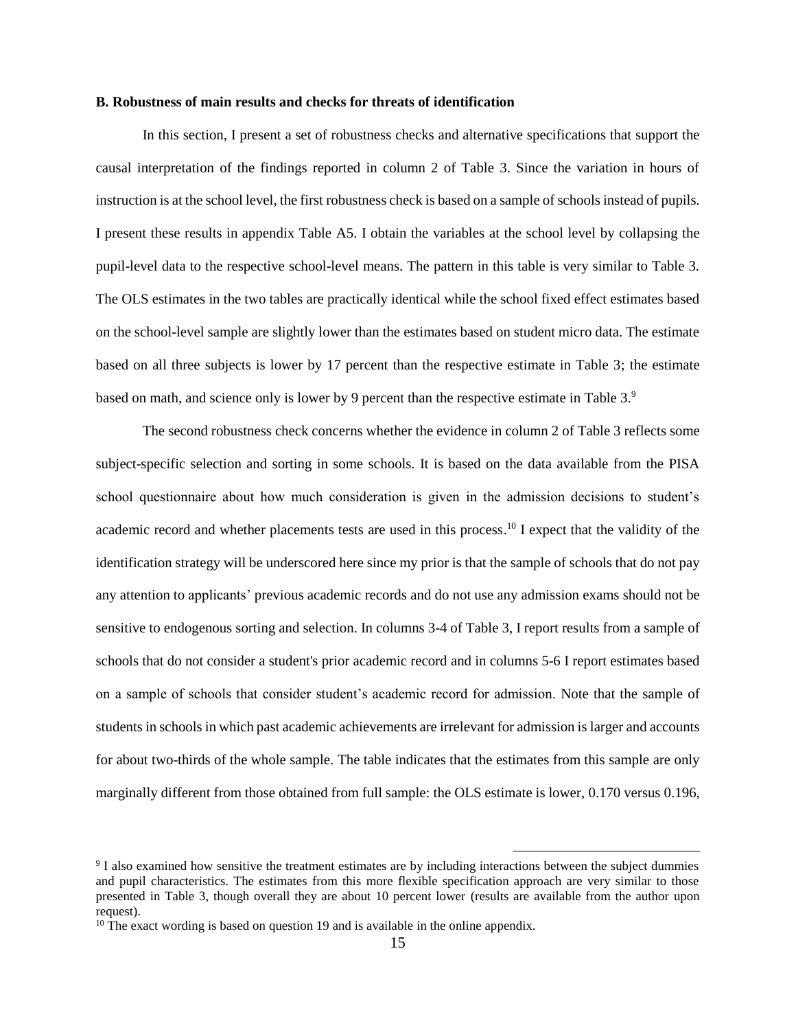**B. Robustness of main results and checks for threats of identification**

In this section, I present a set of robustness checks and alternative specifications that support the causal interpretation of the findings reported in column 2 of Table 3. Since the variation in hours of instruction is at the school level, the first robustness check is based on a sample of schools instead of pupils. I present these results in appendix Table A5. I obtain the variables at the school level by collapsing the pupil-level data to the respective school-level means. The pattern in this table is very similar to Table 3. The OLS estimates in the two tables are practically identical while the school fixed effect estimates based on the school-level sample are slightly lower than the estimates based on student micro data. The estimate based on all three subjects is lower by 17 percent than the respective estimate in Table 3; the estimate based on math, and science only is lower by 9 percent than the respective estimate in Table 3.[9]

The second robustness check concerns whether the evidence in column 2 of Table 3 reflects some subject-specific selection and sorting in some schools. It is based on the data available from the PISA school questionnaire about how much consideration is given in the admission decisions to student's academic record and whether placements tests are used in this process.[10] I expect that the validity of the identification strategy will be underscored here since my prior is that the sample of schools that do not pay any attention to applicants' previous academic records and do not use any admission exams should not be sensitive to endogenous sorting and selection. In columns 3-4 of Table 3, I report results from a sample of schools that do not consider a student's prior academic record and in columns 5-6 I report estimates based on a sample of schools that consider student's academic record for admission. Note that the sample of students in schools in which past academic achievements are irrelevant for admission is larger and accounts for about two-thirds of the whole sample. The table indicates that the estimates from this sample are only marginally different from those obtained from full sample: the OLS estimate is lower, 0.170 versus 0.196,

---

[9] I also examined how sensitive the treatment estimates are by including interactions between the subject dummies and pupil characteristics. The estimates from this more flexible specification approach are very similar to those presented in Table 3, though overall they are about 10 percent lower (results are available from the author upon request).

[10] The exact wording is based on question 19 and is available in the online appendix.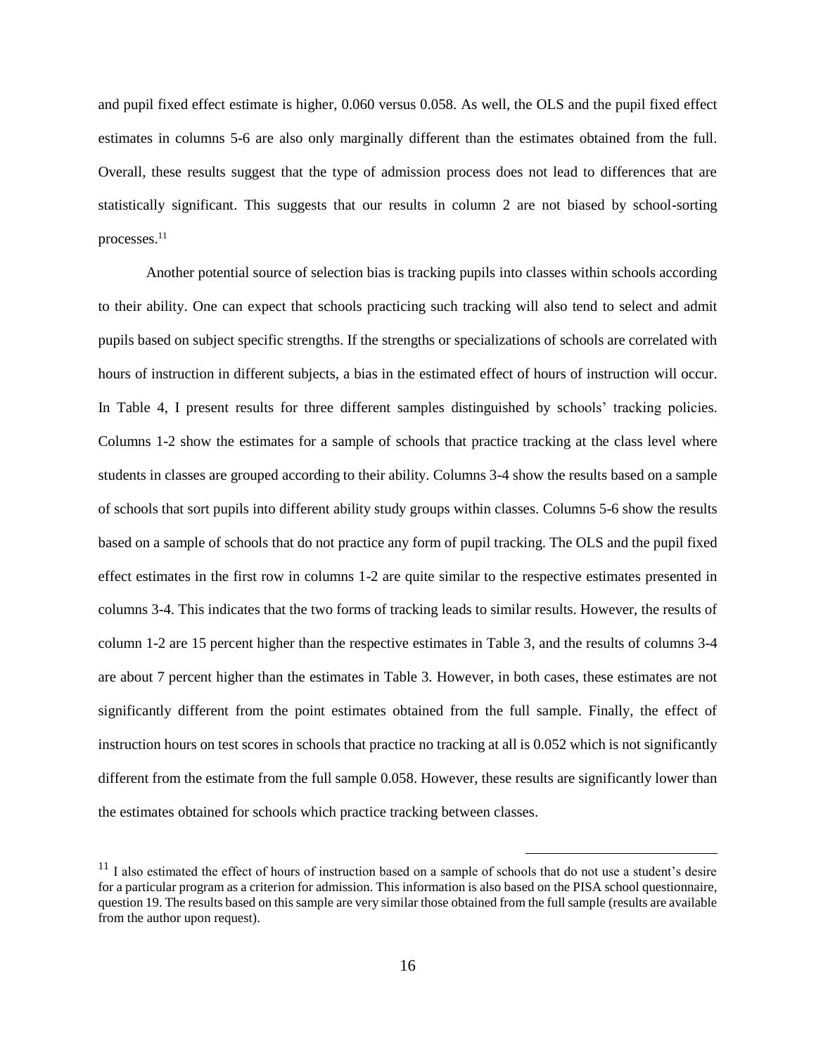and pupil fixed effect estimate is higher, 0.060 versus 0.058. As well, the OLS and the pupil fixed effect estimates in columns 5-6 are also only marginally different than the estimates obtained from the full. Overall, these results suggest that the type of admission process does not lead to differences that are statistically significant. This suggests that our results in column 2 are not biased by school-sorting processes.[11]

Another potential source of selection bias is tracking pupils into classes within schools according to their ability. One can expect that schools practicing such tracking will also tend to select and admit pupils based on subject specific strengths. If the strengths or specializations of schools are correlated with hours of instruction in different subjects, a bias in the estimated effect of hours of instruction will occur. In Table 4, I present results for three different samples distinguished by schools' tracking policies. Columns 1-2 show the estimates for a sample of schools that practice tracking at the class level where students in classes are grouped according to their ability. Columns 3-4 show the results based on a sample of schools that sort pupils into different ability study groups within classes. Columns 5-6 show the results based on a sample of schools that do not practice any form of pupil tracking. The OLS and the pupil fixed effect estimates in the first row in columns 1-2 are quite similar to the respective estimates presented in columns 3-4. This indicates that the two forms of tracking leads to similar results. However, the results of column 1-2 are 15 percent higher than the respective estimates in Table 3, and the results of columns 3-4 are about 7 percent higher than the estimates in Table 3. However, in both cases, these estimates are not significantly different from the point estimates obtained from the full sample. Finally, the effect of instruction hours on test scores in schools that practice no tracking at all is 0.052 which is not significantly different from the estimate from the full sample 0.058. However, these results are significantly lower than the estimates obtained for schools which practice tracking between classes.

[11] I also estimated the effect of hours of instruction based on a sample of schools that do not use a student's desire for a particular program as a criterion for admission. This information is also based on the PISA school questionnaire, question 19. The results based on this sample are very similar those obtained from the full sample (results are available from the author upon request).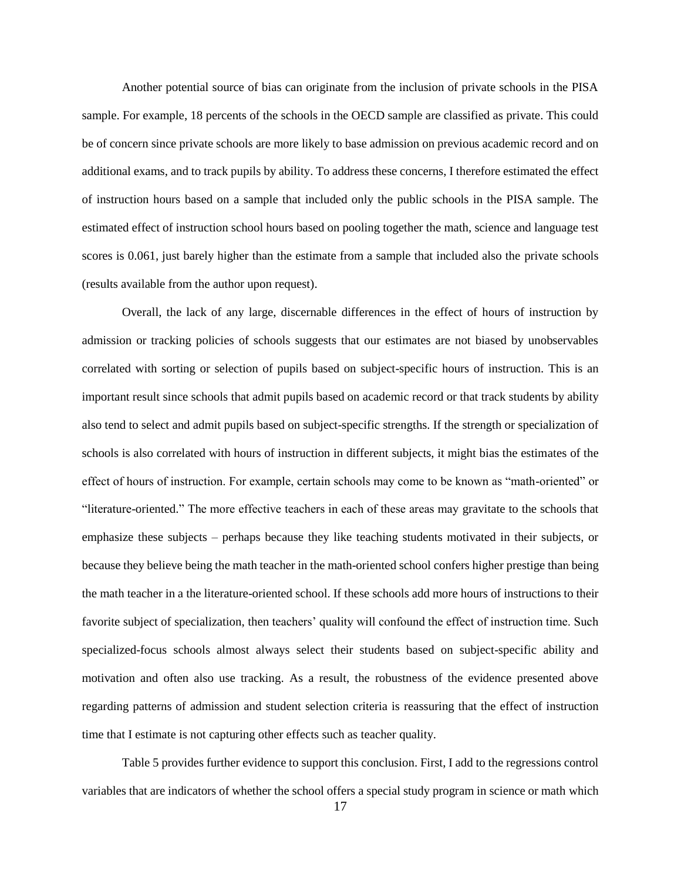Another potential source of bias can originate from the inclusion of private schools in the PISA sample. For example, 18 percents of the schools in the OECD sample are classified as private. This could be of concern since private schools are more likely to base admission on previous academic record and on additional exams, and to track pupils by ability. To address these concerns, I therefore estimated the effect of instruction hours based on a sample that included only the public schools in the PISA sample. The estimated effect of instruction school hours based on pooling together the math, science and language test scores is 0.061, just barely higher than the estimate from a sample that included also the private schools (results available from the author upon request).

Overall, the lack of any large, discernable differences in the effect of hours of instruction by admission or tracking policies of schools suggests that our estimates are not biased by unobservables correlated with sorting or selection of pupils based on subject-specific hours of instruction. This is an important result since schools that admit pupils based on academic record or that track students by ability also tend to select and admit pupils based on subject-specific strengths. If the strength or specialization of schools is also correlated with hours of instruction in different subjects, it might bias the estimates of the effect of hours of instruction. For example, certain schools may come to be known as "math-oriented" or "literature-oriented." The more effective teachers in each of these areas may gravitate to the schools that emphasize these subjects – perhaps because they like teaching students motivated in their subjects, or because they believe being the math teacher in the math-oriented school confers higher prestige than being the math teacher in a the literature-oriented school. If these schools add more hours of instructions to their favorite subject of specialization, then teachers' quality will confound the effect of instruction time. Such specialized-focus schools almost always select their students based on subject-specific ability and motivation and often also use tracking. As a result, the robustness of the evidence presented above regarding patterns of admission and student selection criteria is reassuring that the effect of instruction time that I estimate is not capturing other effects such as teacher quality.

Table 5 provides further evidence to support this conclusion. First, I add to the regressions control variables that are indicators of whether the school offers a special study program in science or math which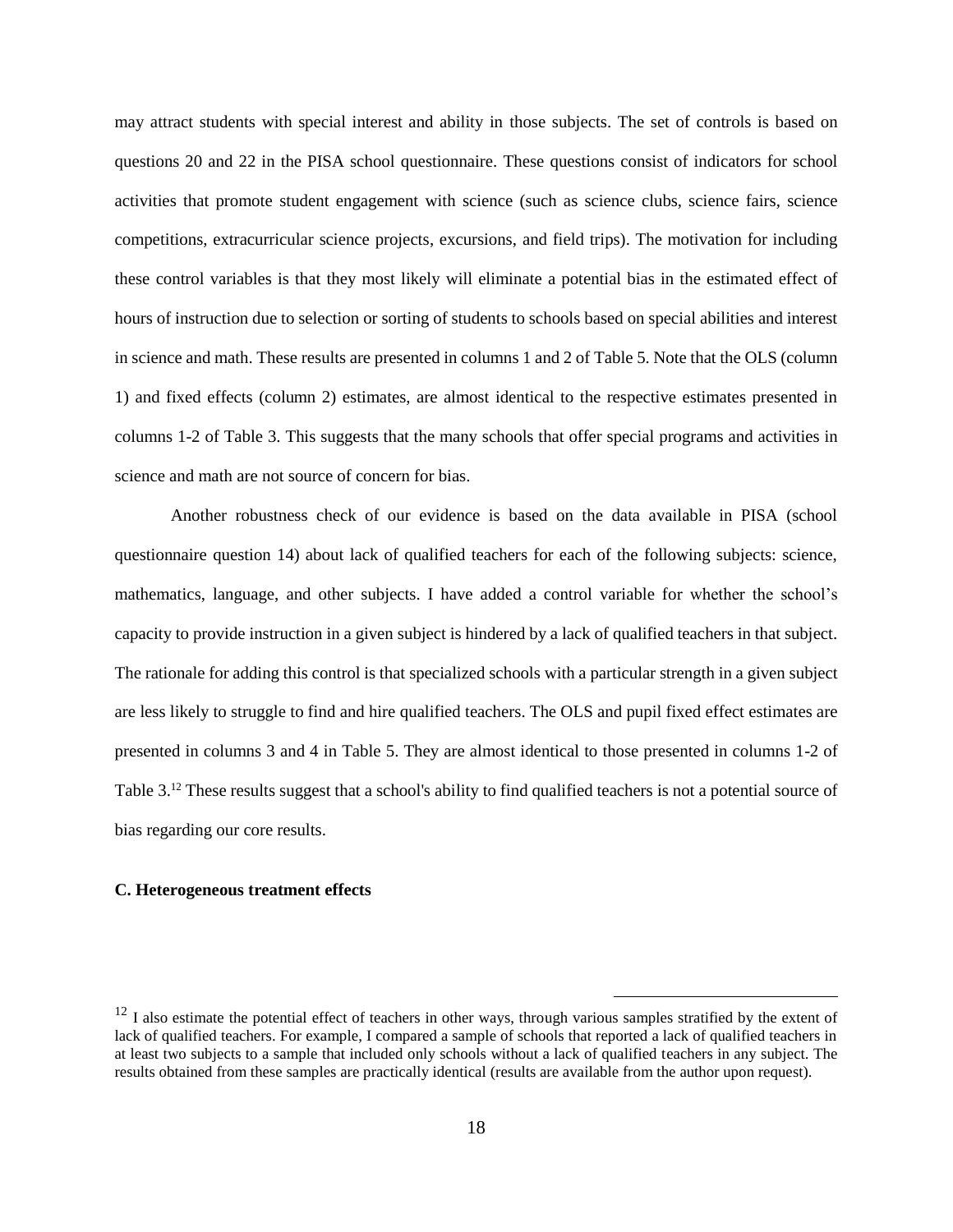may attract students with special interest and ability in those subjects. The set of controls is based on questions 20 and 22 in the PISA school questionnaire. These questions consist of indicators for school activities that promote student engagement with science (such as science clubs, science fairs, science competitions, extracurricular science projects, excursions, and field trips). The motivation for including these control variables is that they most likely will eliminate a potential bias in the estimated effect of hours of instruction due to selection or sorting of students to schools based on special abilities and interest in science and math. These results are presented in columns 1 and 2 of Table 5. Note that the OLS (column 1) and fixed effects (column 2) estimates, are almost identical to the respective estimates presented in columns 1-2 of Table 3. This suggests that the many schools that offer special programs and activities in science and math are not source of concern for bias.

Another robustness check of our evidence is based on the data available in PISA (school questionnaire question 14) about lack of qualified teachers for each of the following subjects: science, mathematics, language, and other subjects. I have added a control variable for whether the school's capacity to provide instruction in a given subject is hindered by a lack of qualified teachers in that subject. The rationale for adding this control is that specialized schools with a particular strength in a given subject are less likely to struggle to find and hire qualified teachers. The OLS and pupil fixed effect estimates are presented in columns 3 and 4 in Table 5. They are almost identical to those presented in columns 1-2 of Table 3.[12] These results suggest that a school's ability to find qualified teachers is not a potential source of bias regarding our core results.

**C. Heterogeneous treatment effects**

[12] I also estimate the potential effect of teachers in other ways, through various samples stratified by the extent of lack of qualified teachers. For example, I compared a sample of schools that reported a lack of qualified teachers in at least two subjects to a sample that included only schools without a lack of qualified teachers in any subject. The results obtained from these samples are practically identical (results are available from the author upon request).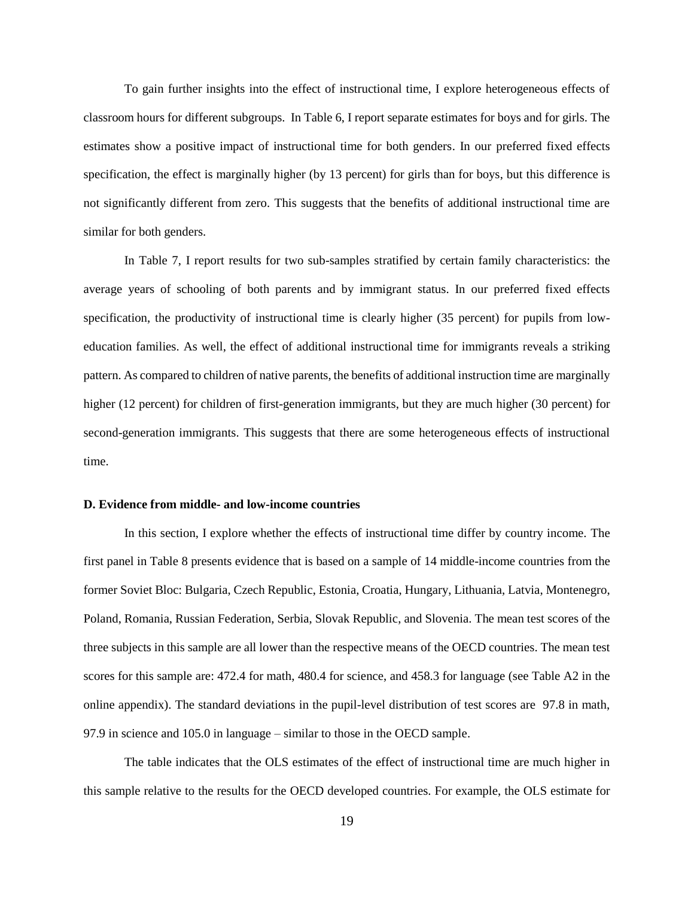To gain further insights into the effect of instructional time, I explore heterogeneous effects of classroom hours for different subgroups. In Table 6, I report separate estimates for boys and for girls. The estimates show a positive impact of instructional time for both genders. In our preferred fixed effects specification, the effect is marginally higher (by 13 percent) for girls than for boys, but this difference is not significantly different from zero. This suggests that the benefits of additional instructional time are similar for both genders.

In Table 7, I report results for two sub-samples stratified by certain family characteristics: the average years of schooling of both parents and by immigrant status. In our preferred fixed effects specification, the productivity of instructional time is clearly higher (35 percent) for pupils from low-education families. As well, the effect of additional instructional time for immigrants reveals a striking pattern. As compared to children of native parents, the benefits of additional instruction time are marginally higher (12 percent) for children of first-generation immigrants, but they are much higher (30 percent) for second-generation immigrants. This suggests that there are some heterogeneous effects of instructional time.

**D. Evidence from middle- and low-income countries**

In this section, I explore whether the effects of instructional time differ by country income. The first panel in Table 8 presents evidence that is based on a sample of 14 middle-income countries from the former Soviet Bloc: Bulgaria, Czech Republic, Estonia, Croatia, Hungary, Lithuania, Latvia, Montenegro, Poland, Romania, Russian Federation, Serbia, Slovak Republic, and Slovenia. The mean test scores of the three subjects in this sample are all lower than the respective means of the OECD countries. The mean test scores for this sample are: 472.4 for math, 480.4 for science, and 458.3 for language (see Table A2 in the online appendix). The standard deviations in the pupil-level distribution of test scores are 97.8 in math, 97.9 in science and 105.0 in language – similar to those in the OECD sample.

The table indicates that the OLS estimates of the effect of instructional time are much higher in this sample relative to the results for the OECD developed countries. For example, the OLS estimate for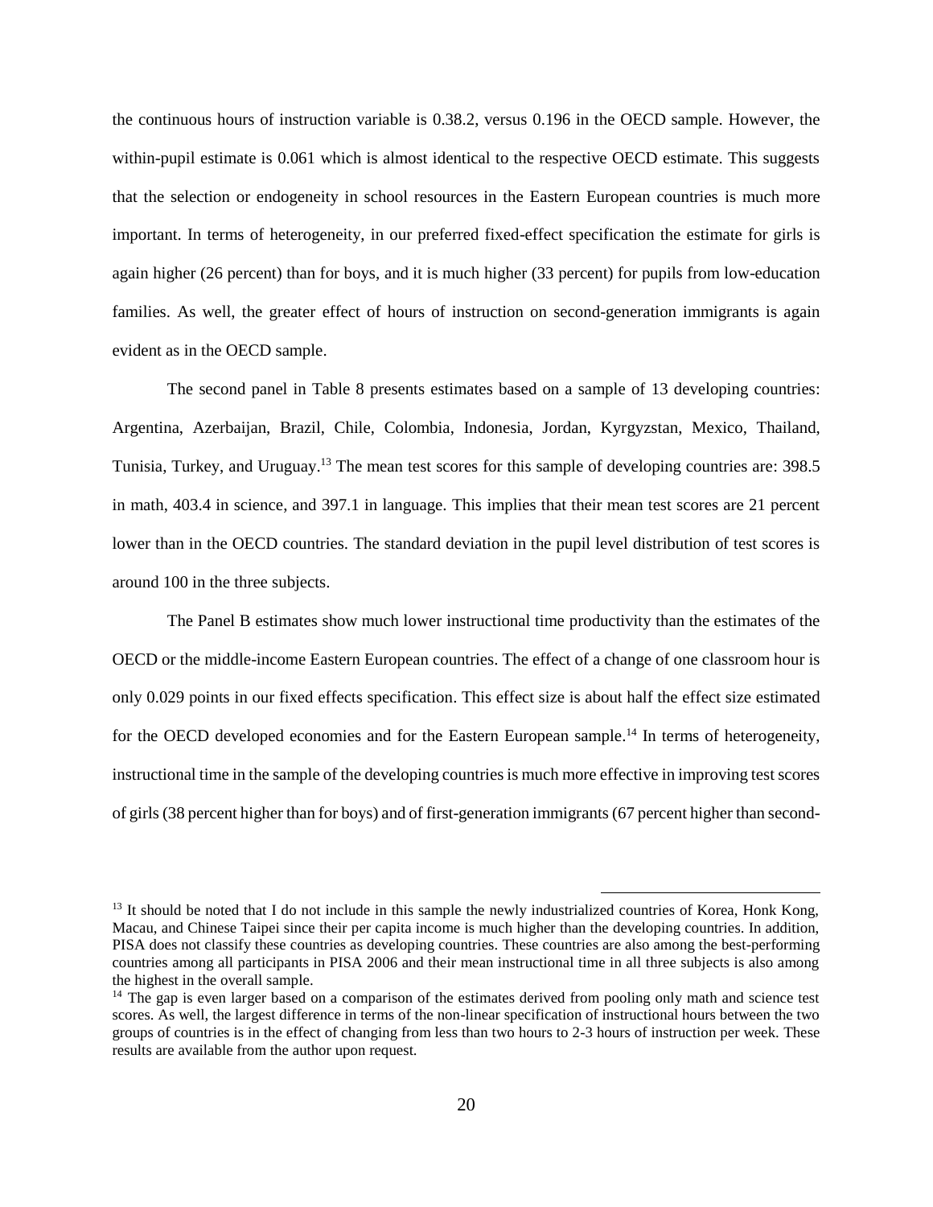the continuous hours of instruction variable is 0.38.2, versus 0.196 in the OECD sample. However, the within-pupil estimate is 0.061 which is almost identical to the respective OECD estimate. This suggests that the selection or endogeneity in school resources in the Eastern European countries is much more important. In terms of heterogeneity, in our preferred fixed-effect specification the estimate for girls is again higher (26 percent) than for boys, and it is much higher (33 percent) for pupils from low-education families. As well, the greater effect of hours of instruction on second-generation immigrants is again evident as in the OECD sample.

The second panel in Table 8 presents estimates based on a sample of 13 developing countries: Argentina, Azerbaijan, Brazil, Chile, Colombia, Indonesia, Jordan, Kyrgyzstan, Mexico, Thailand, Tunisia, Turkey, and Uruguay.[13] The mean test scores for this sample of developing countries are: 398.5 in math, 403.4 in science, and 397.1 in language. This implies that their mean test scores are 21 percent lower than in the OECD countries. The standard deviation in the pupil level distribution of test scores is around 100 in the three subjects.

The Panel B estimates show much lower instructional time productivity than the estimates of the OECD or the middle-income Eastern European countries. The effect of a change of one classroom hour is only 0.029 points in our fixed effects specification. This effect size is about half the effect size estimated for the OECD developed economies and for the Eastern European sample.[14] In terms of heterogeneity, instructional time in the sample of the developing countries is much more effective in improving test scores of girls (38 percent higher than for boys) and of first-generation immigrants (67 percent higher than second-

---

[13] It should be noted that I do not include in this sample the newly industrialized countries of Korea, Honk Kong, Macau, and Chinese Taipei since their per capita income is much higher than the developing countries. In addition, PISA does not classify these countries as developing countries. These countries are also among the best-performing countries among all participants in PISA 2006 and their mean instructional time in all three subjects is also among the highest in the overall sample.

[14] The gap is even larger based on a comparison of the estimates derived from pooling only math and science test scores. As well, the largest difference in terms of the non-linear specification of instructional hours between the two groups of countries is in the effect of changing from less than two hours to 2-3 hours of instruction per week. These results are available from the author upon request.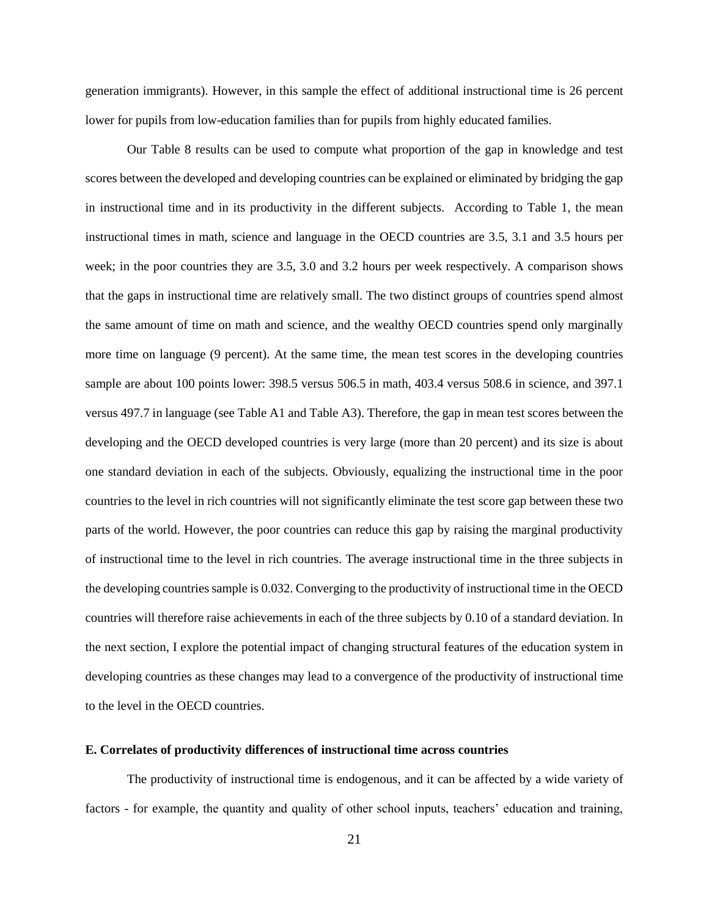generation immigrants). However, in this sample the effect of additional instructional time is 26 percent lower for pupils from low-education families than for pupils from highly educated families.

Our Table 8 results can be used to compute what proportion of the gap in knowledge and test scores between the developed and developing countries can be explained or eliminated by bridging the gap in instructional time and in its productivity in the different subjects. According to Table 1, the mean instructional times in math, science and language in the OECD countries are 3.5, 3.1 and 3.5 hours per week; in the poor countries they are 3.5, 3.0 and 3.2 hours per week respectively. A comparison shows that the gaps in instructional time are relatively small. The two distinct groups of countries spend almost the same amount of time on math and science, and the wealthy OECD countries spend only marginally more time on language (9 percent). At the same time, the mean test scores in the developing countries sample are about 100 points lower: 398.5 versus 506.5 in math, 403.4 versus 508.6 in science, and 397.1 versus 497.7 in language (see Table A1 and Table A3). Therefore, the gap in mean test scores between the developing and the OECD developed countries is very large (more than 20 percent) and its size is about one standard deviation in each of the subjects. Obviously, equalizing the instructional time in the poor countries to the level in rich countries will not significantly eliminate the test score gap between these two parts of the world. However, the poor countries can reduce this gap by raising the marginal productivity of instructional time to the level in rich countries. The average instructional time in the three subjects in the developing countries sample is 0.032. Converging to the productivity of instructional time in the OECD countries will therefore raise achievements in each of the three subjects by 0.10 of a standard deviation. In the next section, I explore the potential impact of changing structural features of the education system in developing countries as these changes may lead to a convergence of the productivity of instructional time to the level in the OECD countries.

### E. Correlates of productivity differences of instructional time across countries

The productivity of instructional time is endogenous, and it can be affected by a wide variety of factors - for example, the quantity and quality of other school inputs, teachers' education and training,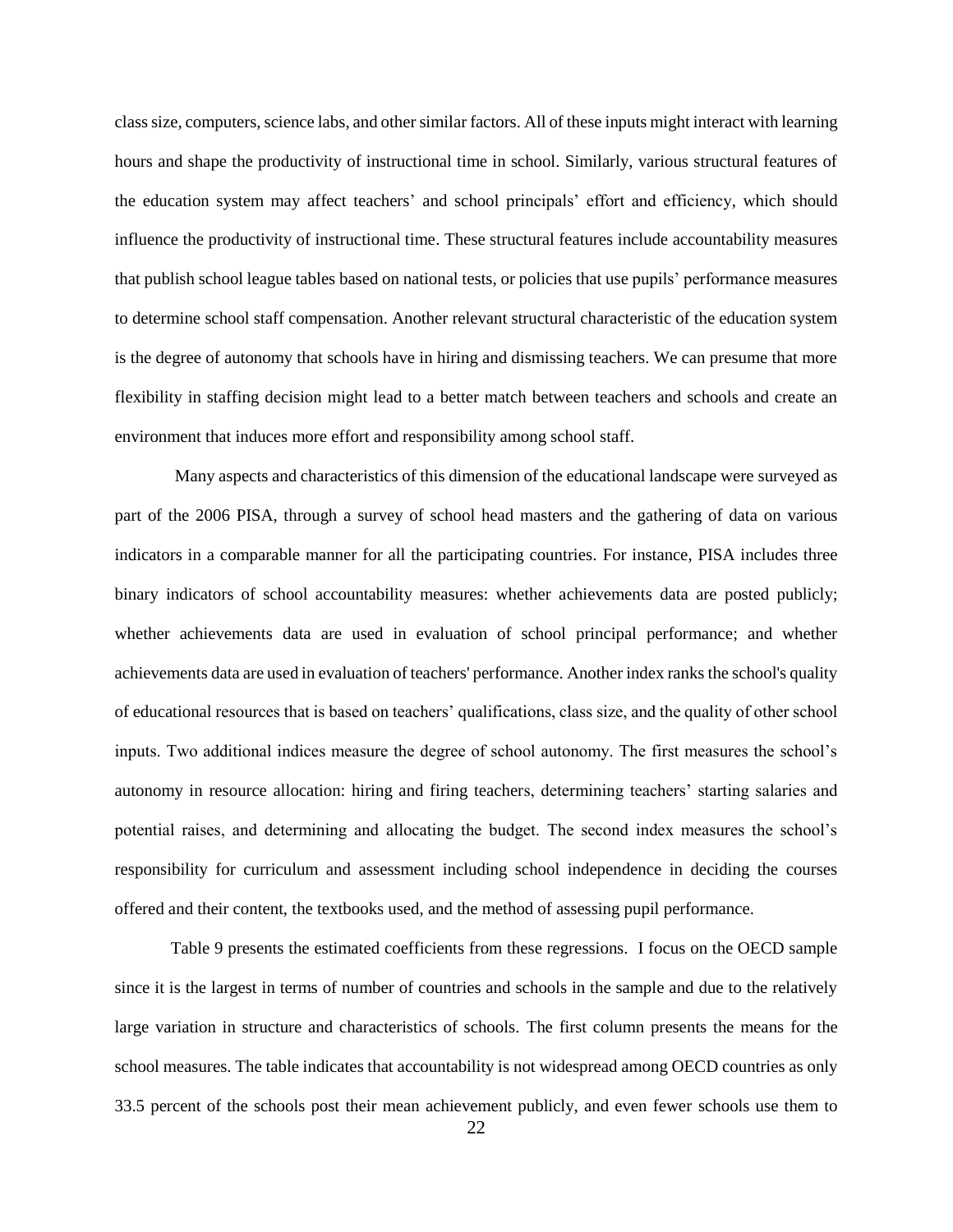class size, computers, science labs, and other similar factors. All of these inputs might interact with learning hours and shape the productivity of instructional time in school. Similarly, various structural features of the education system may affect teachers' and school principals' effort and efficiency, which should influence the productivity of instructional time. These structural features include accountability measures that publish school league tables based on national tests, or policies that use pupils' performance measures to determine school staff compensation. Another relevant structural characteristic of the education system is the degree of autonomy that schools have in hiring and dismissing teachers. We can presume that more flexibility in staffing decision might lead to a better match between teachers and schools and create an environment that induces more effort and responsibility among school staff.

Many aspects and characteristics of this dimension of the educational landscape were surveyed as part of the 2006 PISA, through a survey of school head masters and the gathering of data on various indicators in a comparable manner for all the participating countries. For instance, PISA includes three binary indicators of school accountability measures: whether achievements data are posted publicly; whether achievements data are used in evaluation of school principal performance; and whether achievements data are used in evaluation of teachers' performance. Another index ranks the school's quality of educational resources that is based on teachers' qualifications, class size, and the quality of other school inputs. Two additional indices measure the degree of school autonomy. The first measures the school's autonomy in resource allocation: hiring and firing teachers, determining teachers' starting salaries and potential raises, and determining and allocating the budget. The second index measures the school's responsibility for curriculum and assessment including school independence in deciding the courses offered and their content, the textbooks used, and the method of assessing pupil performance.

Table 9 presents the estimated coefficients from these regressions. I focus on the OECD sample since it is the largest in terms of number of countries and schools in the sample and due to the relatively large variation in structure and characteristics of schools. The first column presents the means for the school measures. The table indicates that accountability is not widespread among OECD countries as only 33.5 percent of the schools post their mean achievement publicly, and even fewer schools use them to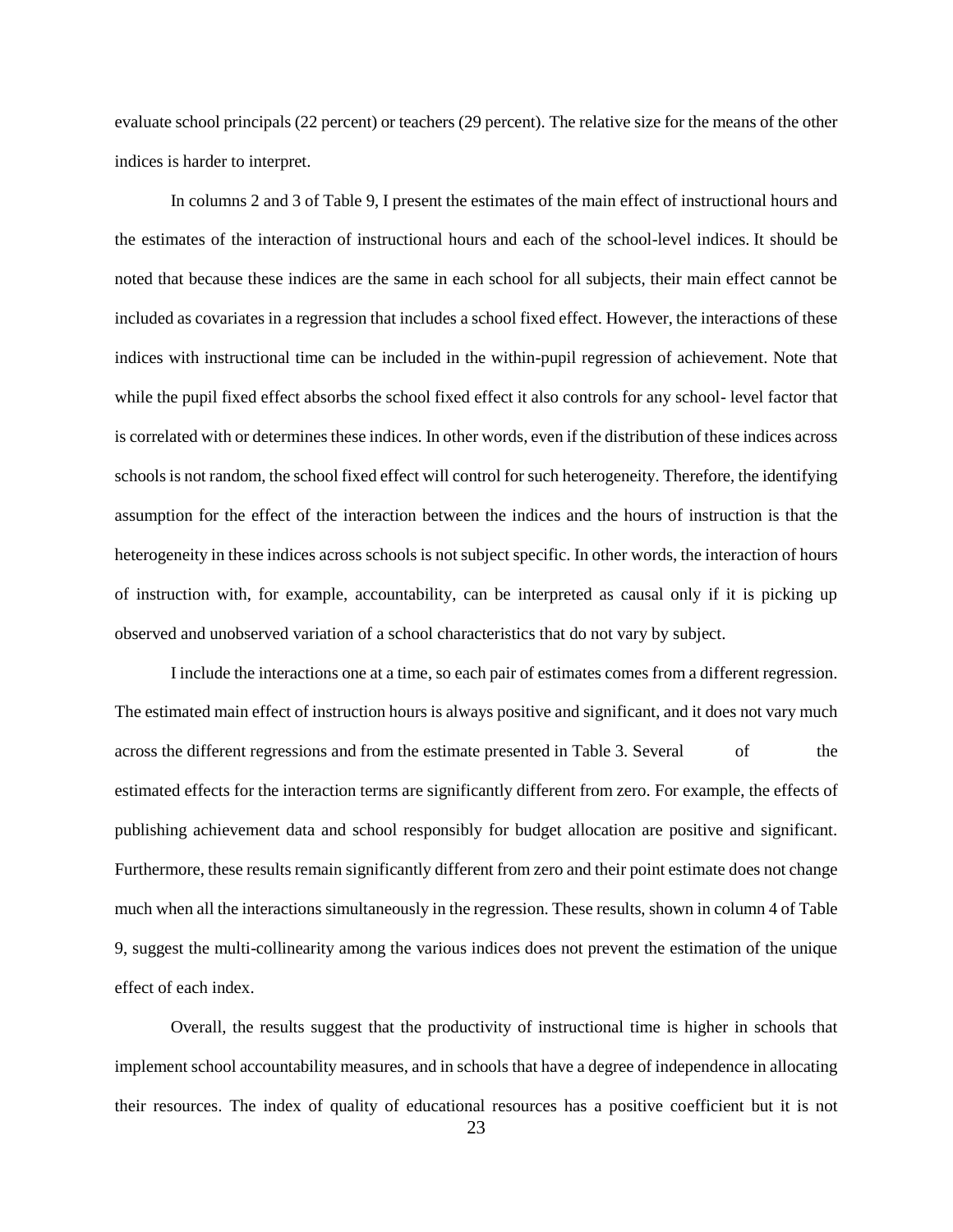evaluate school principals (22 percent) or teachers (29 percent). The relative size for the means of the other indices is harder to interpret.

In columns 2 and 3 of Table 9, I present the estimates of the main effect of instructional hours and the estimates of the interaction of instructional hours and each of the school-level indices. It should be noted that because these indices are the same in each school for all subjects, their main effect cannot be included as covariates in a regression that includes a school fixed effect. However, the interactions of these indices with instructional time can be included in the within-pupil regression of achievement. Note that while the pupil fixed effect absorbs the school fixed effect it also controls for any school- level factor that is correlated with or determines these indices. In other words, even if the distribution of these indices across schools is not random, the school fixed effect will control for such heterogeneity. Therefore, the identifying assumption for the effect of the interaction between the indices and the hours of instruction is that the heterogeneity in these indices across schools is not subject specific. In other words, the interaction of hours of instruction with, for example, accountability, can be interpreted as causal only if it is picking up observed and unobserved variation of a school characteristics that do not vary by subject.

I include the interactions one at a time, so each pair of estimates comes from a different regression. The estimated main effect of instruction hours is always positive and significant, and it does not vary much across the different regressions and from the estimate presented in Table 3. Several of the estimated effects for the interaction terms are significantly different from zero. For example, the effects of publishing achievement data and school responsibly for budget allocation are positive and significant. Furthermore, these results remain significantly different from zero and their point estimate does not change much when all the interactions simultaneously in the regression. These results, shown in column 4 of Table 9, suggest the multi-collinearity among the various indices does not prevent the estimation of the unique effect of each index.

Overall, the results suggest that the productivity of instructional time is higher in schools that implement school accountability measures, and in schools that have a degree of independence in allocating their resources. The index of quality of educational resources has a positive coefficient but it is not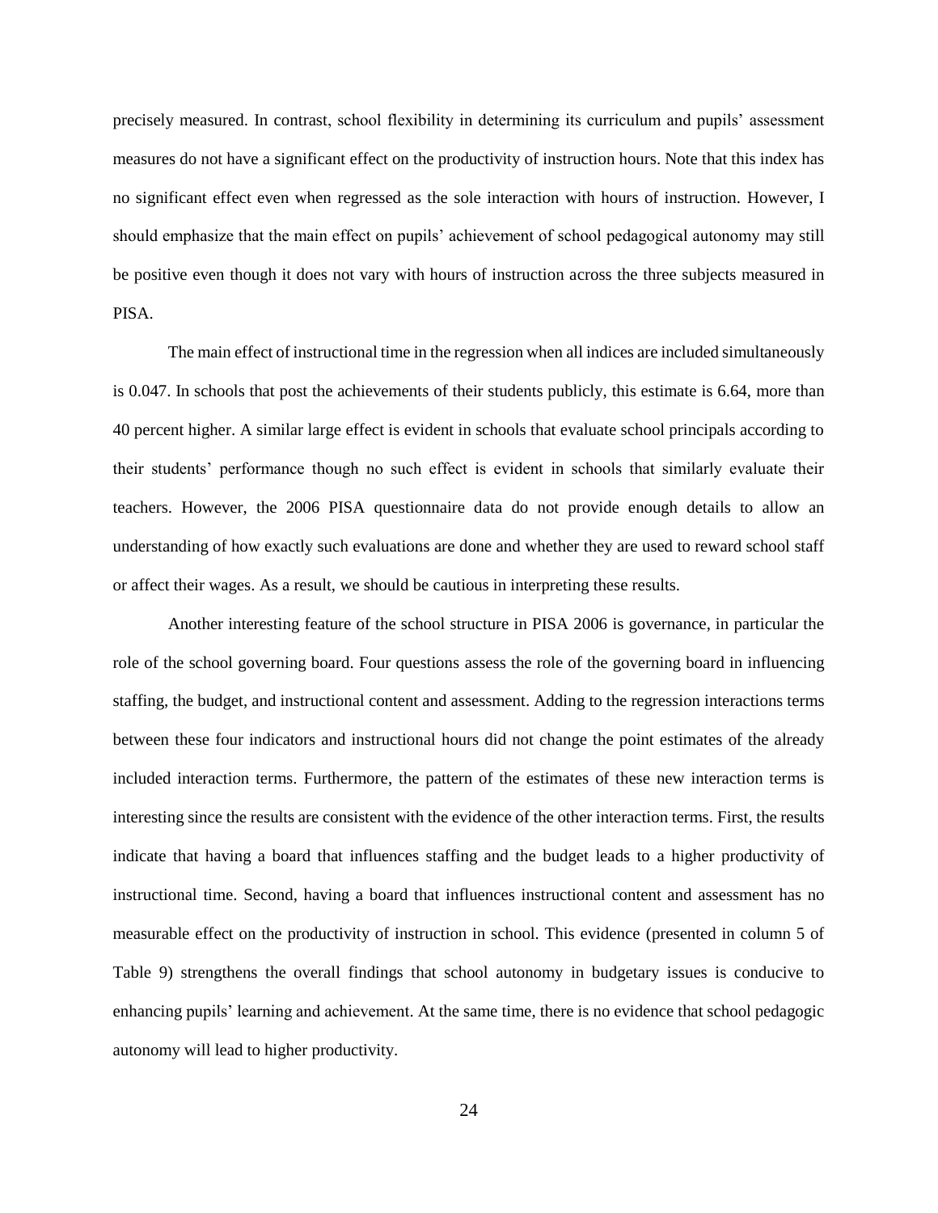precisely measured. In contrast, school flexibility in determining its curriculum and pupils' assessment measures do not have a significant effect on the productivity of instruction hours. Note that this index has no significant effect even when regressed as the sole interaction with hours of instruction. However, I should emphasize that the main effect on pupils' achievement of school pedagogical autonomy may still be positive even though it does not vary with hours of instruction across the three subjects measured in PISA.

The main effect of instructional time in the regression when all indices are included simultaneously is 0.047. In schools that post the achievements of their students publicly, this estimate is 6.64, more than 40 percent higher. A similar large effect is evident in schools that evaluate school principals according to their students' performance though no such effect is evident in schools that similarly evaluate their teachers. However, the 2006 PISA questionnaire data do not provide enough details to allow an understanding of how exactly such evaluations are done and whether they are used to reward school staff or affect their wages. As a result, we should be cautious in interpreting these results.

Another interesting feature of the school structure in PISA 2006 is governance, in particular the role of the school governing board. Four questions assess the role of the governing board in influencing staffing, the budget, and instructional content and assessment. Adding to the regression interactions terms between these four indicators and instructional hours did not change the point estimates of the already included interaction terms. Furthermore, the pattern of the estimates of these new interaction terms is interesting since the results are consistent with the evidence of the other interaction terms. First, the results indicate that having a board that influences staffing and the budget leads to a higher productivity of instructional time. Second, having a board that influences instructional content and assessment has no measurable effect on the productivity of instruction in school. This evidence (presented in column 5 of Table 9) strengthens the overall findings that school autonomy in budgetary issues is conducive to enhancing pupils' learning and achievement. At the same time, there is no evidence that school pedagogic autonomy will lead to higher productivity.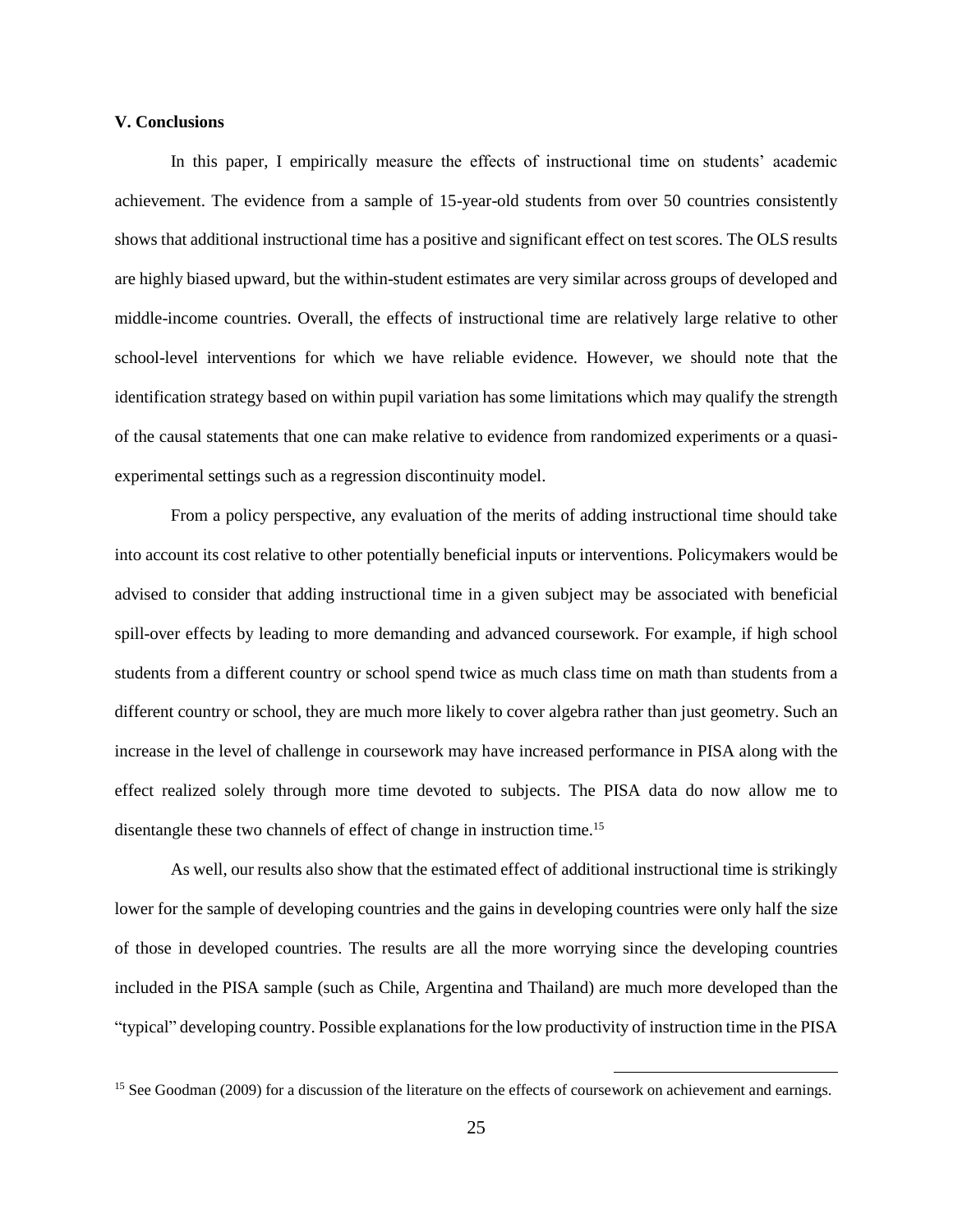**V. Conclusions**

In this paper, I empirically measure the effects of instructional time on students' academic achievement. The evidence from a sample of 15-year-old students from over 50 countries consistently shows that additional instructional time has a positive and significant effect on test scores. The OLS results are highly biased upward, but the within-student estimates are very similar across groups of developed and middle-income countries. Overall, the effects of instructional time are relatively large relative to other school-level interventions for which we have reliable evidence. However, we should note that the identification strategy based on within pupil variation has some limitations which may qualify the strength of the causal statements that one can make relative to evidence from randomized experiments or a quasi-experimental settings such as a regression discontinuity model.

From a policy perspective, any evaluation of the merits of adding instructional time should take into account its cost relative to other potentially beneficial inputs or interventions. Policymakers would be advised to consider that adding instructional time in a given subject may be associated with beneficial spill-over effects by leading to more demanding and advanced coursework. For example, if high school students from a different country or school spend twice as much class time on math than students from a different country or school, they are much more likely to cover algebra rather than just geometry. Such an increase in the level of challenge in coursework may have increased performance in PISA along with the effect realized solely through more time devoted to subjects. The PISA data do now allow me to disentangle these two channels of effect of change in instruction time.[15]

As well, our results also show that the estimated effect of additional instructional time is strikingly lower for the sample of developing countries and the gains in developing countries were only half the size of those in developed countries. The results are all the more worrying since the developing countries included in the PISA sample (such as Chile, Argentina and Thailand) are much more developed than the "typical" developing country. Possible explanations for the low productivity of instruction time in the PISA

[15] See Goodman (2009) for a discussion of the literature on the effects of coursework on achievement and earnings.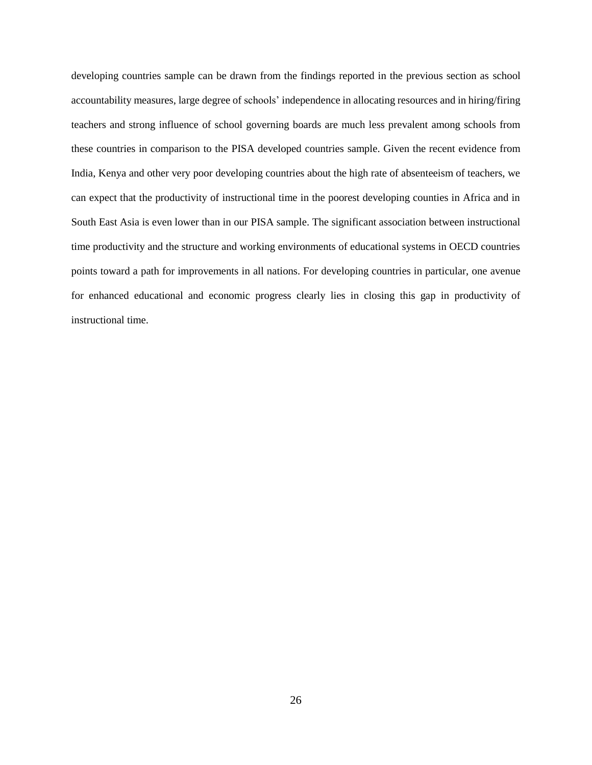developing countries sample can be drawn from the findings reported in the previous section as school accountability measures, large degree of schools' independence in allocating resources and in hiring/firing teachers and strong influence of school governing boards are much less prevalent among schools from these countries in comparison to the PISA developed countries sample. Given the recent evidence from India, Kenya and other very poor developing countries about the high rate of absenteeism of teachers, we can expect that the productivity of instructional time in the poorest developing counties in Africa and in South East Asia is even lower than in our PISA sample. The significant association between instructional time productivity and the structure and working environments of educational systems in OECD countries points toward a path for improvements in all nations. For developing countries in particular, one avenue for enhanced educational and economic progress clearly lies in closing this gap in productivity of instructional time.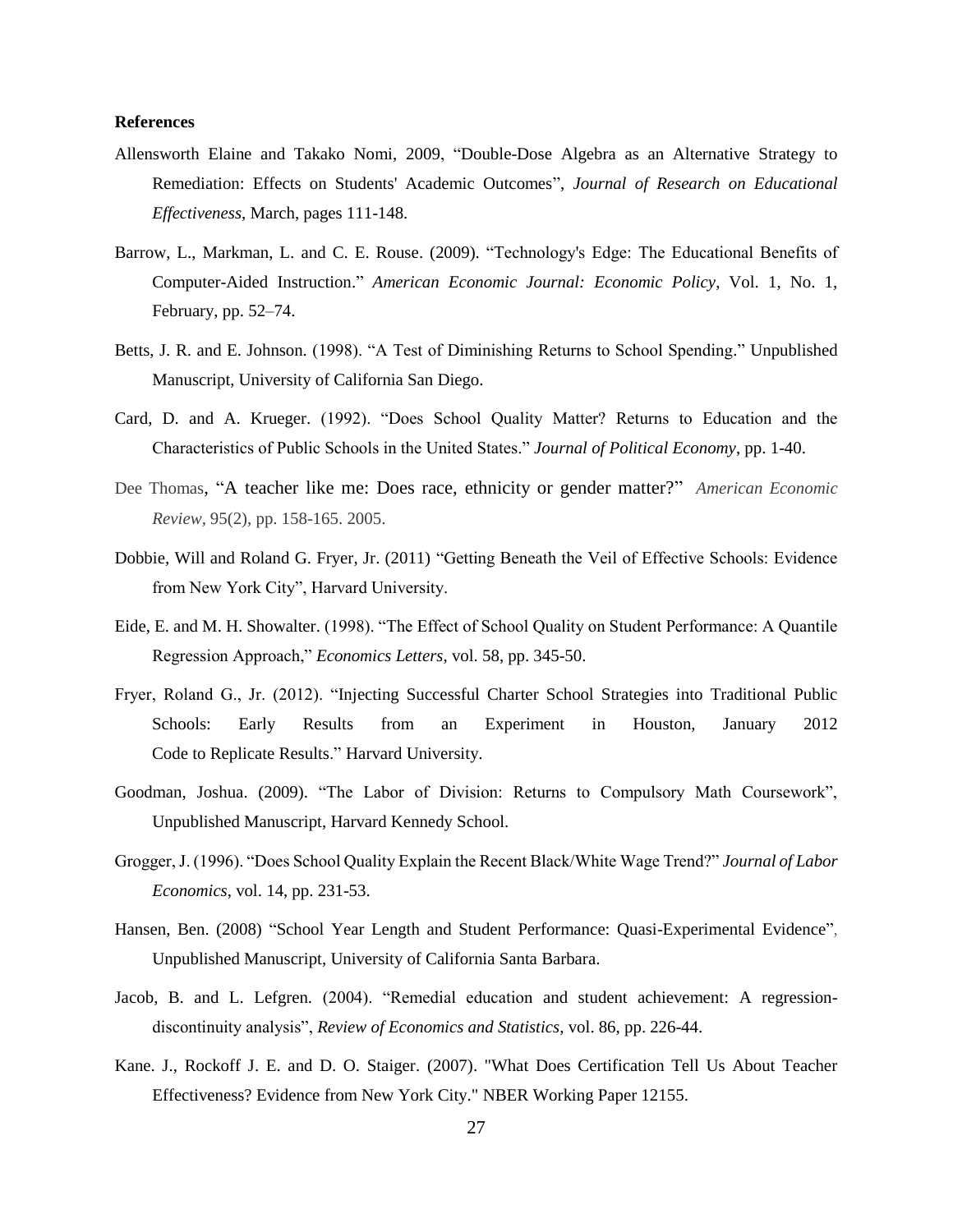**References**

Allensworth Elaine and Takako Nomi, 2009, "Double-Dose Algebra as an Alternative Strategy to Remediation: Effects on Students' Academic Outcomes", *Journal of Research on Educational Effectiveness*, March, pages 111-148.

Barrow, L., Markman, L. and C. E. Rouse. (2009). "Technology's Edge: The Educational Benefits of Computer-Aided Instruction." *American Economic Journal: Economic Policy*, Vol. 1, No. 1, February, pp. 52–74.

Betts, J. R. and E. Johnson. (1998). "A Test of Diminishing Returns to School Spending." Unpublished Manuscript, University of California San Diego.

Card, D. and A. Krueger. (1992). "Does School Quality Matter? Returns to Education and the Characteristics of Public Schools in the United States." *Journal of Political Economy*, pp. 1-40.

Dee Thomas, "A teacher like me: Does race, ethnicity or gender matter?" *American Economic Review*, 95(2), pp. 158-165. 2005.

Dobbie, Will and Roland G. Fryer, Jr. (2011) "Getting Beneath the Veil of Effective Schools: Evidence from New York City", Harvard University.

Eide, E. and M. H. Showalter. (1998). "The Effect of School Quality on Student Performance: A Quantile Regression Approach," *Economics Letters*, vol. 58, pp. 345-50.

Fryer, Roland G., Jr. (2012). "Injecting Successful Charter School Strategies into Traditional Public Schools: Early Results from an Experiment in Houston, January 2012 Code to Replicate Results." Harvard University.

Goodman, Joshua. (2009). "The Labor of Division: Returns to Compulsory Math Coursework", Unpublished Manuscript, Harvard Kennedy School.

Grogger, J. (1996). "Does School Quality Explain the Recent Black/White Wage Trend?" *Journal of Labor Economics*, vol. 14, pp. 231-53.

Hansen, Ben. (2008) "School Year Length and Student Performance: Quasi-Experimental Evidence", Unpublished Manuscript, University of California Santa Barbara.

Jacob, B. and L. Lefgren. (2004). "Remedial education and student achievement: A regression-discontinuity analysis", *Review of Economics and Statistics*, vol. 86, pp. 226-44.

Kane. J., Rockoff J. E. and D. O. Staiger. (2007). "What Does Certification Tell Us About Teacher Effectiveness? Evidence from New York City." NBER Working Paper 12155.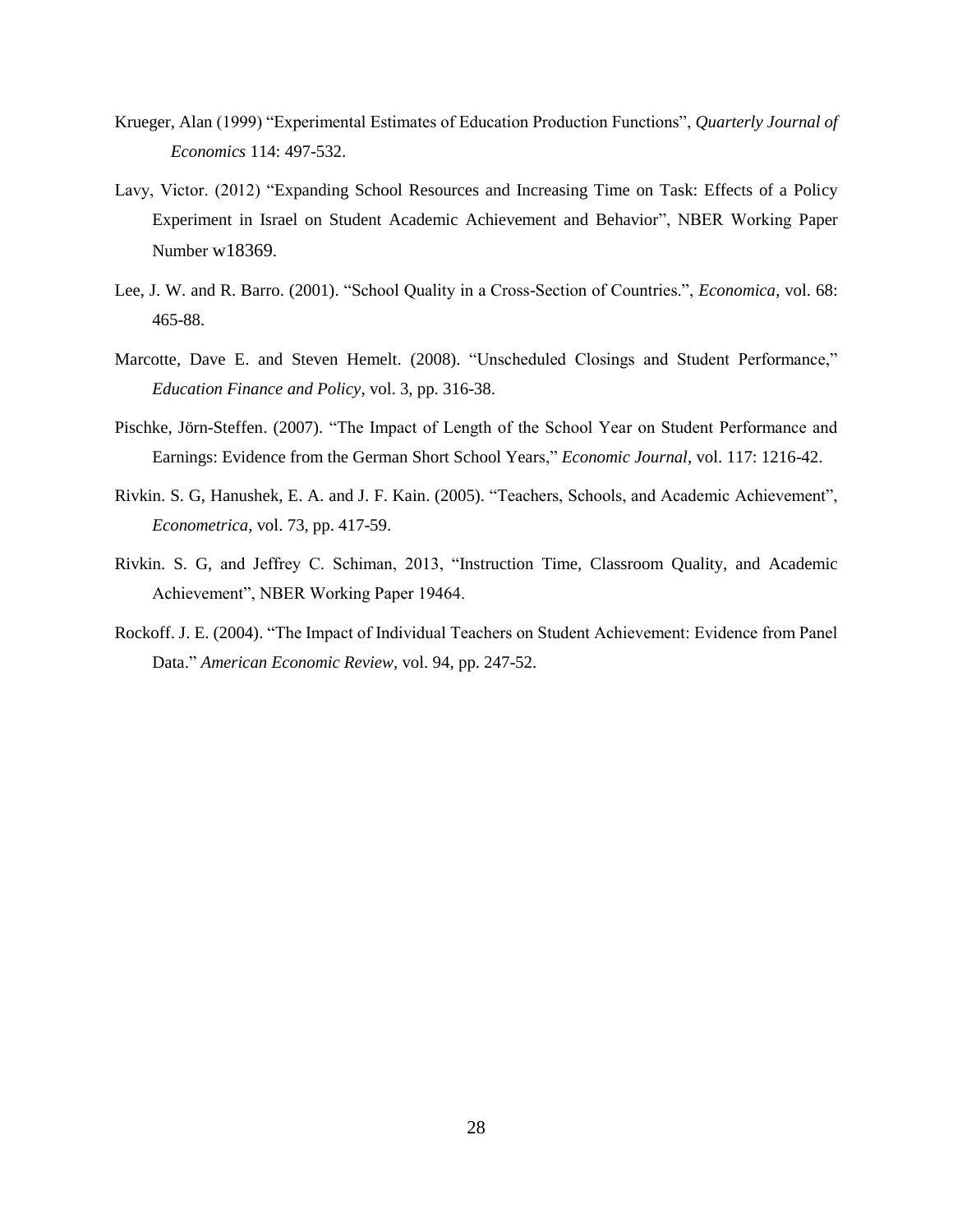Krueger, Alan (1999) "Experimental Estimates of Education Production Functions", *Quarterly Journal of Economics* 114: 497-532.

Lavy, Victor. (2012) "Expanding School Resources and Increasing Time on Task: Effects of a Policy Experiment in Israel on Student Academic Achievement and Behavior", NBER Working Paper Number w18369.

Lee, J. W. and R. Barro. (2001). "School Quality in a Cross-Section of Countries.", *Economica*, vol. 68: 465-88.

Marcotte, Dave E. and Steven Hemelt. (2008). "Unscheduled Closings and Student Performance," *Education Finance and Policy*, vol. 3, pp. 316-38.

Pischke, Jörn-Steffen. (2007). "The Impact of Length of the School Year on Student Performance and Earnings: Evidence from the German Short School Years," *Economic Journal*, vol. 117: 1216-42.

Rivkin. S. G, Hanushek, E. A. and J. F. Kain. (2005). "Teachers, Schools, and Academic Achievement", *Econometrica*, vol. 73, pp. 417-59.

Rivkin. S. G, and Jeffrey C. Schiman, 2013, "Instruction Time, Classroom Quality, and Academic Achievement", NBER Working Paper 19464.

Rockoff. J. E. (2004). "The Impact of Individual Teachers on Student Achievement: Evidence from Panel Data." *American Economic Review*, vol. 94, pp. 247-52.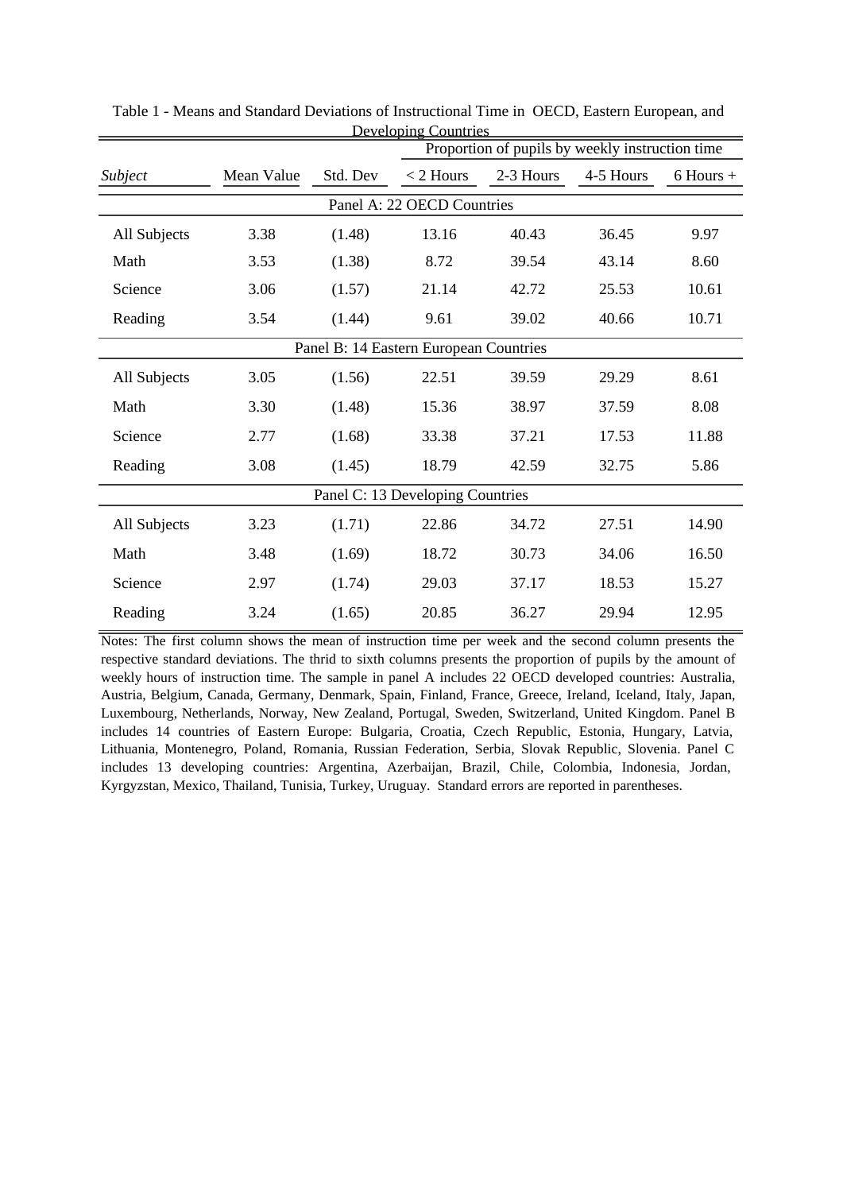Table 1 - Means and Standard Deviations of Instructional Time in OECD, Eastern European, and Developing Countries

| *Subject* | Mean Value | Std. Dev | Proportion of pupils by weekly instruction time | | | |
|---|---|---|---|---|---|---|
| | | | < 2 Hours | 2-3 Hours | 4-5 Hours | 6 Hours + |
| **Panel A: 22 OECD Countries** | | | | | | |
| All Subjects | 3.38 | (1.48) | 13.16 | 40.43 | 36.45 | 9.97 |
| Math | 3.53 | (1.38) | 8.72 | 39.54 | 43.14 | 8.60 |
| Science | 3.06 | (1.57) | 21.14 | 42.72 | 25.53 | 10.61 |
| Reading | 3.54 | (1.44) | 9.61 | 39.02 | 40.66 | 10.71 |
| **Panel B: 14 Eastern European Countries** | | | | | | |
| All Subjects | 3.05 | (1.56) | 22.51 | 39.59 | 29.29 | 8.61 |
| Math | 3.30 | (1.48) | 15.36 | 38.97 | 37.59 | 8.08 |
| Science | 2.77 | (1.68) | 33.38 | 37.21 | 17.53 | 11.88 |
| Reading | 3.08 | (1.45) | 18.79 | 42.59 | 32.75 | 5.86 |
| **Panel C: 13 Developing Countries** | | | | | | |
| All Subjects | 3.23 | (1.71) | 22.86 | 34.72 | 27.51 | 14.90 |
| Math | 3.48 | (1.69) | 18.72 | 30.73 | 34.06 | 16.50 |
| Science | 2.97 | (1.74) | 29.03 | 37.17 | 18.53 | 15.27 |
| Reading | 3.24 | (1.65) | 20.85 | 36.27 | 29.94 | 12.95 |

Notes: The first column shows the mean of instruction time per week and the second column presents the respective standard deviations. The thrid to sixth columns presents the proportion of pupils by the amount of weekly hours of instruction time. The sample in panel A includes 22 OECD developed countries: Australia, Austria, Belgium, Canada, Germany, Denmark, Spain, Finland, France, Greece, Ireland, Iceland, Italy, Japan, Luxembourg, Netherlands, Norway, New Zealand, Portugal, Sweden, Switzerland, United Kingdom. Panel B includes 14 countries of Eastern Europe: Bulgaria, Croatia, Czech Republic, Estonia, Hungary, Latvia, Lithuania, Montenegro, Poland, Romania, Russian Federation, Serbia, Slovak Republic, Slovenia. Panel C includes 13 developing countries: Argentina, Azerbaijan, Brazil, Chile, Colombia, Indonesia, Jordan, Kyrgyzstan, Mexico, Thailand, Tunisia, Turkey, Uruguay. Standard errors are reported in parentheses.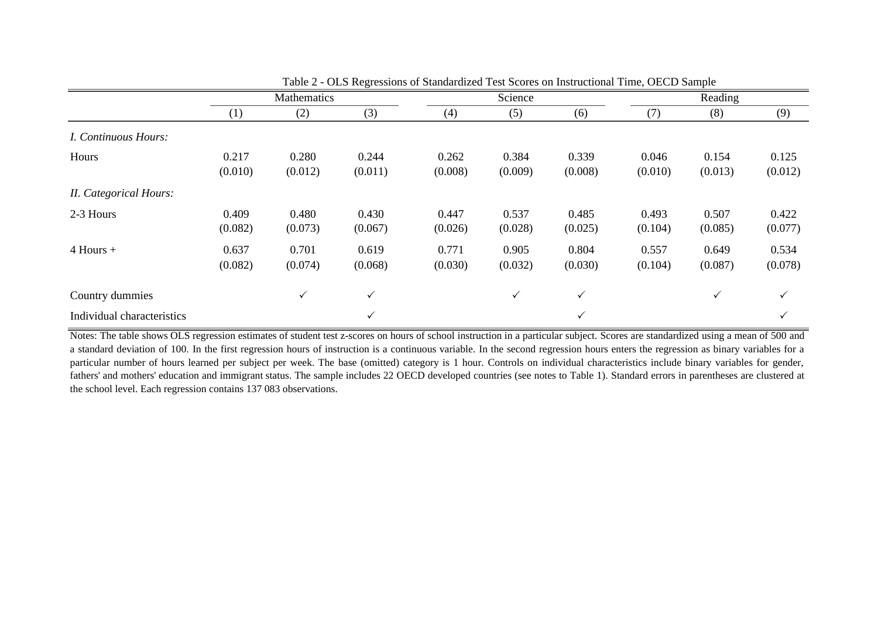Table 2 - OLS Regressions of Standardized Test Scores on Instructional Time, OECD Sample

| | Mathematics | | | Science | | | Reading | | |
|---|---|---|---|---|---|---|---|---|---|
| | (1) | (2) | (3) | (4) | (5) | (6) | (7) | (8) | (9) |
| *I. Continuous Hours:* | | | | | | | | | |
| Hours | 0.217 | 0.280 | 0.244 | 0.262 | 0.384 | 0.339 | 0.046 | 0.154 | 0.125 |
| | (0.010) | (0.012) | (0.011) | (0.008) | (0.009) | (0.008) | (0.010) | (0.013) | (0.012) |
| *II. Categorical Hours:* | | | | | | | | | |
| 2-3 Hours | 0.409 | 0.480 | 0.430 | 0.447 | 0.537 | 0.485 | 0.493 | 0.507 | 0.422 |
| | (0.082) | (0.073) | (0.067) | (0.026) | (0.028) | (0.025) | (0.104) | (0.085) | (0.077) |
| 4 Hours + | 0.637 | 0.701 | 0.619 | 0.771 | 0.905 | 0.804 | 0.557 | 0.649 | 0.534 |
| | (0.082) | (0.074) | (0.068) | (0.030) | (0.032) | (0.030) | (0.104) | (0.087) | (0.078) |
| Country dummies | | ✓ | ✓ | | ✓ | ✓ | | ✓ | ✓ |
| Individual characteristics | | | ✓ | | | ✓ | | | ✓ |

Notes: The table shows OLS regression estimates of student test z-scores on hours of school instruction in a particular subject. Scores are standardized using a mean of 500 and a standard deviation of 100. In the first regression hours of instruction is a continuous variable. In the second regression hours enters the regression as binary variables for a particular number of hours learned per subject per week. The base (omitted) category is 1 hour. Controls on individual characteristics include binary variables for gender, fathers' and mothers' education and immigrant status. The sample includes 22 OECD developed countries (see notes to Table 1). Standard errors in parentheses are clustered at the school level. Each regression contains 137 083 observations.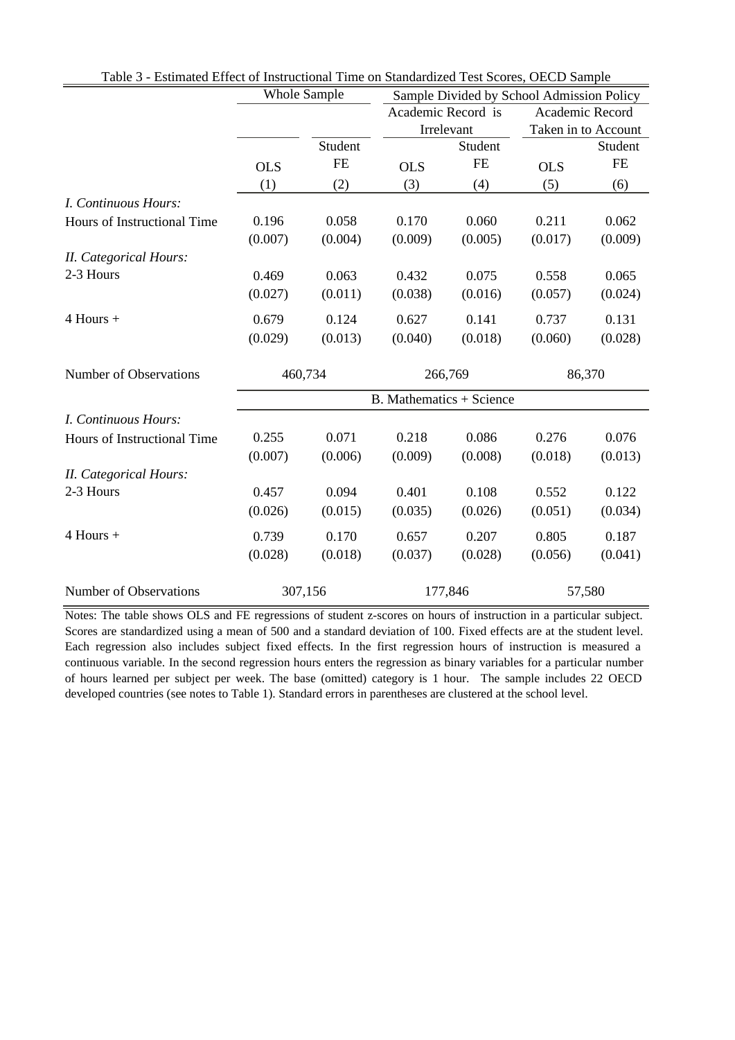Table 3 - Estimated Effect of Instructional Time on Standardized Test Scores, OECD Sample

| | Whole Sample | | Sample Divided by School Admission Policy | | | |
|---|---|---|---|---|---|---|
| | | | Academic Record is Irrelevant | | Academic Record Taken in to Account | |
| | OLS | Student FE | OLS | Student FE | OLS | Student FE |
| | (1) | (2) | (3) | (4) | (5) | (6) |
| *I. Continuous Hours:* | | | | | | |
| Hours of Instructional Time | 0.196 | 0.058 | 0.170 | 0.060 | 0.211 | 0.062 |
| | (0.007) | (0.004) | (0.009) | (0.005) | (0.017) | (0.009) |
| *II. Categorical Hours:* | | | | | | |
| 2-3 Hours | 0.469 | 0.063 | 0.432 | 0.075 | 0.558 | 0.065 |
| | (0.027) | (0.011) | (0.038) | (0.016) | (0.057) | (0.024) |
| 4 Hours + | 0.679 | 0.124 | 0.627 | 0.141 | 0.737 | 0.131 |
| | (0.029) | (0.013) | (0.040) | (0.018) | (0.060) | (0.028) |
| Number of Observations | 460,734 | | 266,769 | | 86,370 | |
| | B. Mathematics + Science | | | | | |
| *I. Continuous Hours:* | | | | | | |
| Hours of Instructional Time | 0.255 | 0.071 | 0.218 | 0.086 | 0.276 | 0.076 |
| | (0.007) | (0.006) | (0.009) | (0.008) | (0.018) | (0.013) |
| *II. Categorical Hours:* | | | | | | |
| 2-3 Hours | 0.457 | 0.094 | 0.401 | 0.108 | 0.552 | 0.122 |
| | (0.026) | (0.015) | (0.035) | (0.026) | (0.051) | (0.034) |
| 4 Hours + | 0.739 | 0.170 | 0.657 | 0.207 | 0.805 | 0.187 |
| | (0.028) | (0.018) | (0.037) | (0.028) | (0.056) | (0.041) |
| Number of Observations | 307,156 | | 177,846 | | 57,580 | |

Notes: The table shows OLS and FE regressions of student z-scores on hours of instruction in a particular subject. Scores are standardized using a mean of 500 and a standard deviation of 100. Fixed effects are at the student level. Each regression also includes subject fixed effects. In the first regression hours of instruction is measured a continuous variable. In the second regression hours enters the regression as binary variables for a particular number of hours learned per subject per week. The base (omitted) category is 1 hour. The sample includes 22 OECD developed countries (see notes to Table 1). Standard errors in parentheses are clustered at the school level.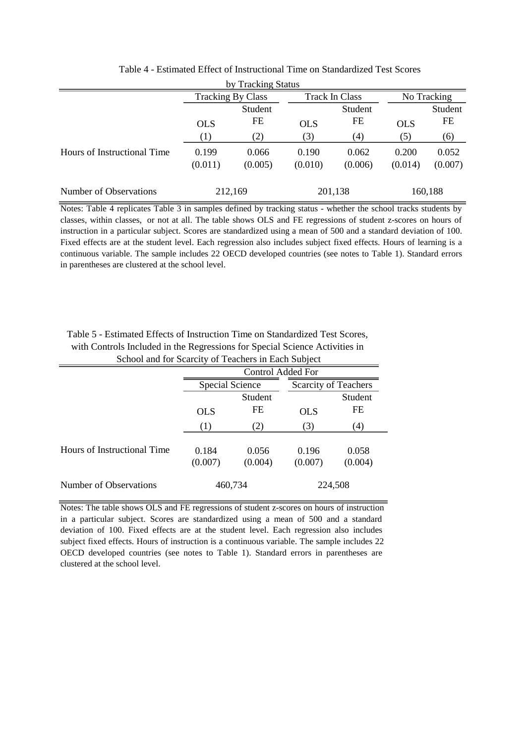Table 4 - Estimated Effect of Instructional Time on Standardized Test Scores by Tracking Status

| | Tracking By Class | | Track In Class | | No Tracking | |
|---|---|---|---|---|---|---|
| | OLS | Student FE | OLS | Student FE | OLS | Student FE |
| | (1) | (2) | (3) | (4) | (5) | (6) |
| Hours of Instructional Time | 0.199 | 0.066 | 0.190 | 0.062 | 0.200 | 0.052 |
| | (0.011) | (0.005) | (0.010) | (0.006) | (0.014) | (0.007) |
| Number of Observations | 212,169 | | 201,138 | | 160,188 | |

Notes: Table 4 replicates Table 3 in samples defined by tracking status - whether the school tracks students by classes, within classes, or not at all. The table shows OLS and FE regressions of student z-scores on hours of instruction in a particular subject. Scores are standardized using a mean of 500 and a standard deviation of 100. Fixed effects are at the student level. Each regression also includes subject fixed effects. Hours of learning is a continuous variable. The sample includes 22 OECD developed countries (see notes to Table 1). Standard errors in parentheses are clustered at the school level.

Table 5 - Estimated Effects of Instruction Time on Standardized Test Scores, with Controls Included in the Regressions for Special Science Activities in School and for Scarcity of Teachers in Each Subject

| | Control Added For | | | |
|---|---|---|---|---|
| | Special Science | | Scarcity of Teachers | |
| | OLS | Student FE | OLS | Student FE |
| | (1) | (2) | (3) | (4) |
| Hours of Instructional Time | 0.184 | 0.056 | 0.196 | 0.058 |
| | (0.007) | (0.004) | (0.007) | (0.004) |
| Number of Observations | 460,734 | | 224,508 | |

Notes: The table shows OLS and FE regressions of student z-scores on hours of instruction in a particular subject. Scores are standardized using a mean of 500 and a standard deviation of 100. Fixed effects are at the student level. Each regression also includes subject fixed effects. Hours of instruction is a continuous variable. The sample includes 22 OECD developed countries (see notes to Table 1). Standard errors in parentheses are clustered at the school level.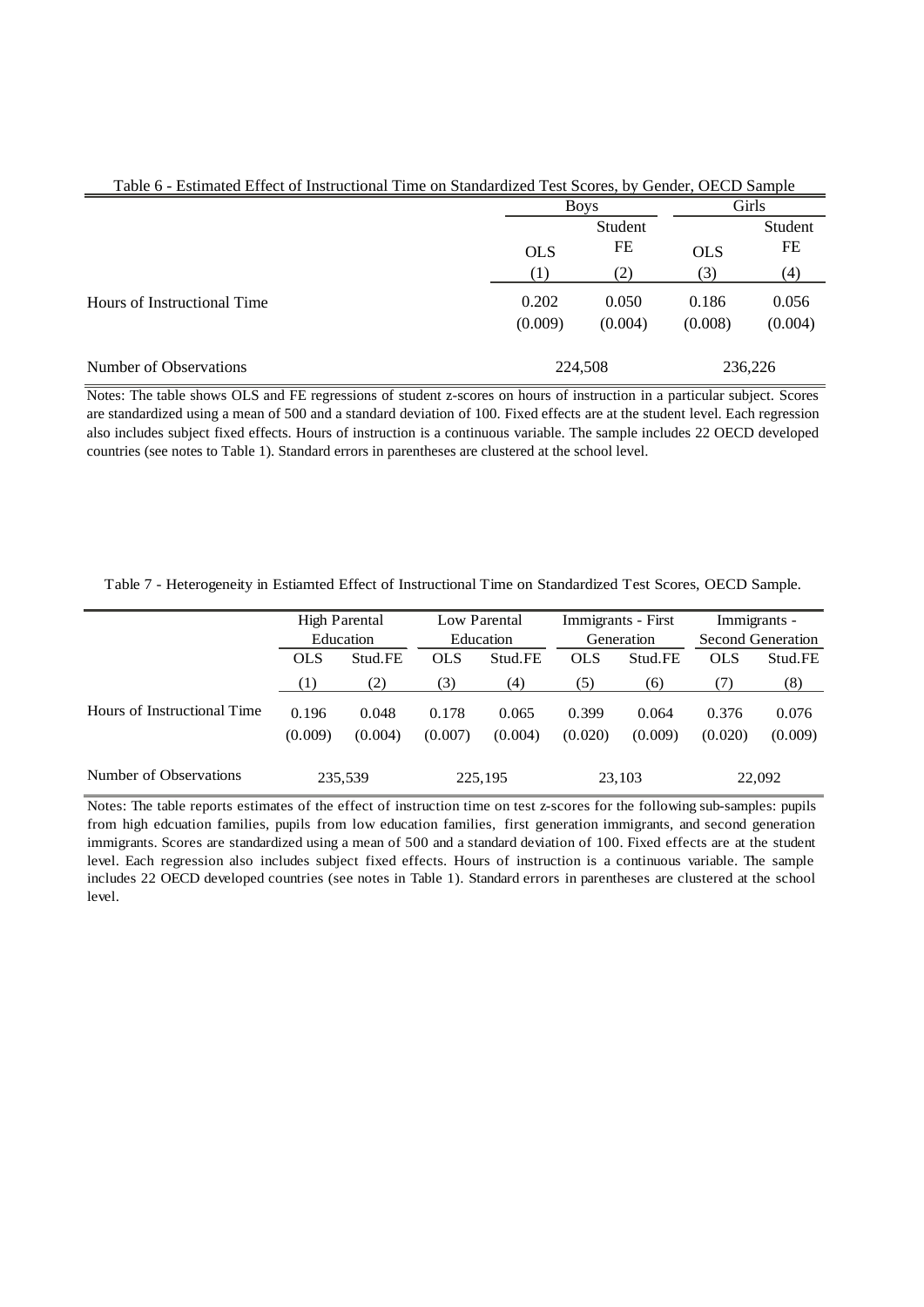Table 6 - Estimated Effect of Instructional Time on Standardized Test Scores, by Gender, OECD Sample

| | Boys | | Girls | |
|---|---|---|---|---|
| | OLS | Student FE | OLS | Student FE |
| | (1) | (2) | (3) | (4) |
| Hours of Instructional Time | 0.202 | 0.050 | 0.186 | 0.056 |
| | (0.009) | (0.004) | (0.008) | (0.004) |
| Number of Observations | 224,508 | | 236,226 | |

Notes: The table shows OLS and FE regressions of student z-scores on hours of instruction in a particular subject. Scores are standardized using a mean of 500 and a standard deviation of 100. Fixed effects are at the student level. Each regression also includes subject fixed effects. Hours of instruction is a continuous variable. The sample includes 22 OECD developed countries (see notes to Table 1). Standard errors in parentheses are clustered at the school level.

Table 7 - Heterogeneity in Estiamted Effect of Instructional Time on Standardized Test Scores, OECD Sample.

| | High Parental Education | | Low Parental Education | | Immigrants - First Generation | | Immigrants - Second Generation | |
|---|---|---|---|---|---|---|---|---|
| | OLS | Stud.FE | OLS | Stud.FE | OLS | Stud.FE | OLS | Stud.FE |
| | (1) | (2) | (3) | (4) | (5) | (6) | (7) | (8) |
| Hours of Instructional Time | 0.196 | 0.048 | 0.178 | 0.065 | 0.399 | 0.064 | 0.376 | 0.076 |
| | (0.009) | (0.004) | (0.007) | (0.004) | (0.020) | (0.009) | (0.020) | (0.009) |
| Number of Observations | 235,539 | | 225,195 | | 23,103 | | 22,092 | |

Notes: The table reports estimates of the effect of instruction time on test z-scores for the following sub-samples: pupils from high edcuation families, pupils from low education families, first generation immigrants, and second generation immigrants. Scores are standardized using a mean of 500 and a standard deviation of 100. Fixed effects are at the student level. Each regression also includes subject fixed effects. Hours of instruction is a continuous variable. The sample includes 22 OECD developed countries (see notes in Table 1). Standard errors in parentheses are clustered at the school level.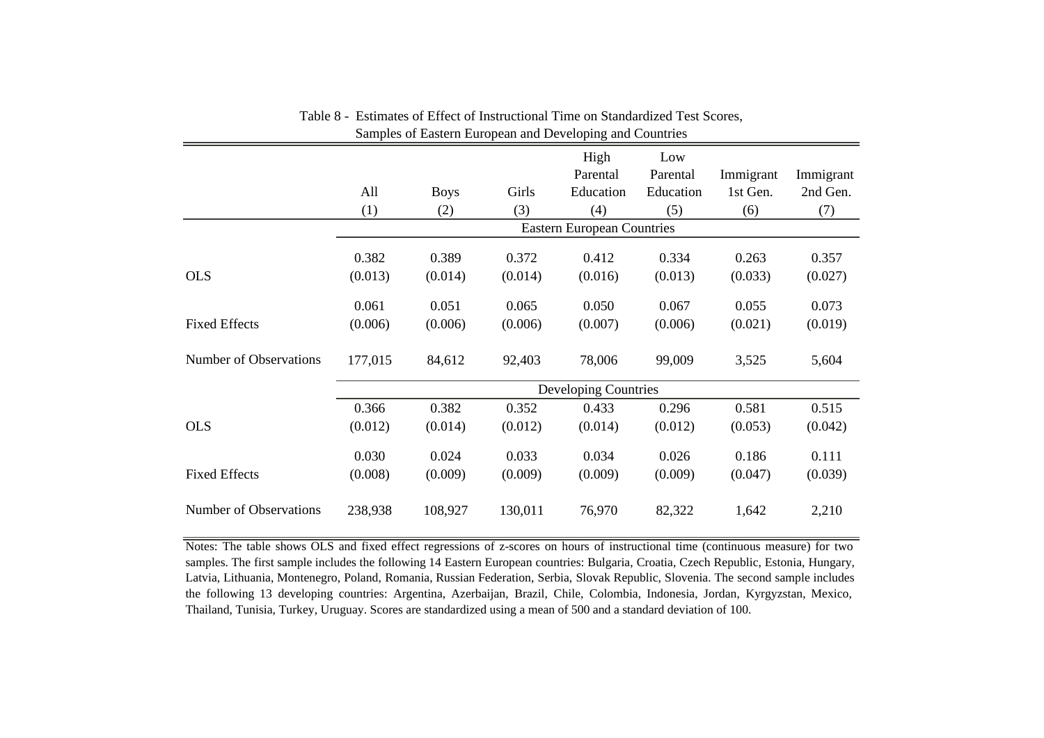Table 8 - Estimates of Effect of Instructional Time on Standardized Test Scores, Samples of Eastern European and Developing and Countries

| | All (1) | Boys (2) | Girls (3) | High Parental Education (4) | Low Parental Education (5) | Immigrant 1st Gen. (6) | Immigrant 2nd Gen. (7) |
|---|---|---|---|---|---|---|---|
| | **Eastern European Countries** | | | | | | |
| OLS | 0.382 | 0.389 | 0.372 | 0.412 | 0.334 | 0.263 | 0.357 |
| | (0.013) | (0.014) | (0.014) | (0.016) | (0.013) | (0.033) | (0.027) |
| Fixed Effects | 0.061 | 0.051 | 0.065 | 0.050 | 0.067 | 0.055 | 0.073 |
| | (0.006) | (0.006) | (0.006) | (0.007) | (0.006) | (0.021) | (0.019) |
| Number of Observations | 177,015 | 84,612 | 92,403 | 78,006 | 99,009 | 3,525 | 5,604 |
| | **Developing Countries** | | | | | | |
| OLS | 0.366 | 0.382 | 0.352 | 0.433 | 0.296 | 0.581 | 0.515 |
| | (0.012) | (0.014) | (0.012) | (0.014) | (0.012) | (0.053) | (0.042) |
| Fixed Effects | 0.030 | 0.024 | 0.033 | 0.034 | 0.026 | 0.186 | 0.111 |
| | (0.008) | (0.009) | (0.009) | (0.009) | (0.009) | (0.047) | (0.039) |
| Number of Observations | 238,938 | 108,927 | 130,011 | 76,970 | 82,322 | 1,642 | 2,210 |

Notes: The table shows OLS and fixed effect regressions of z-scores on hours of instructional time (continuous measure) for two samples. The first sample includes the following 14 Eastern European countries: Bulgaria, Croatia, Czech Republic, Estonia, Hungary, Latvia, Lithuania, Montenegro, Poland, Romania, Russian Federation, Serbia, Slovak Republic, Slovenia. The second sample includes the following 13 developing countries: Argentina, Azerbaijan, Brazil, Chile, Colombia, Indonesia, Jordan, Kyrgyzstan, Mexico, Thailand, Tunisia, Turkey, Uruguay. Scores are standardized using a mean of 500 and a standard deviation of 100.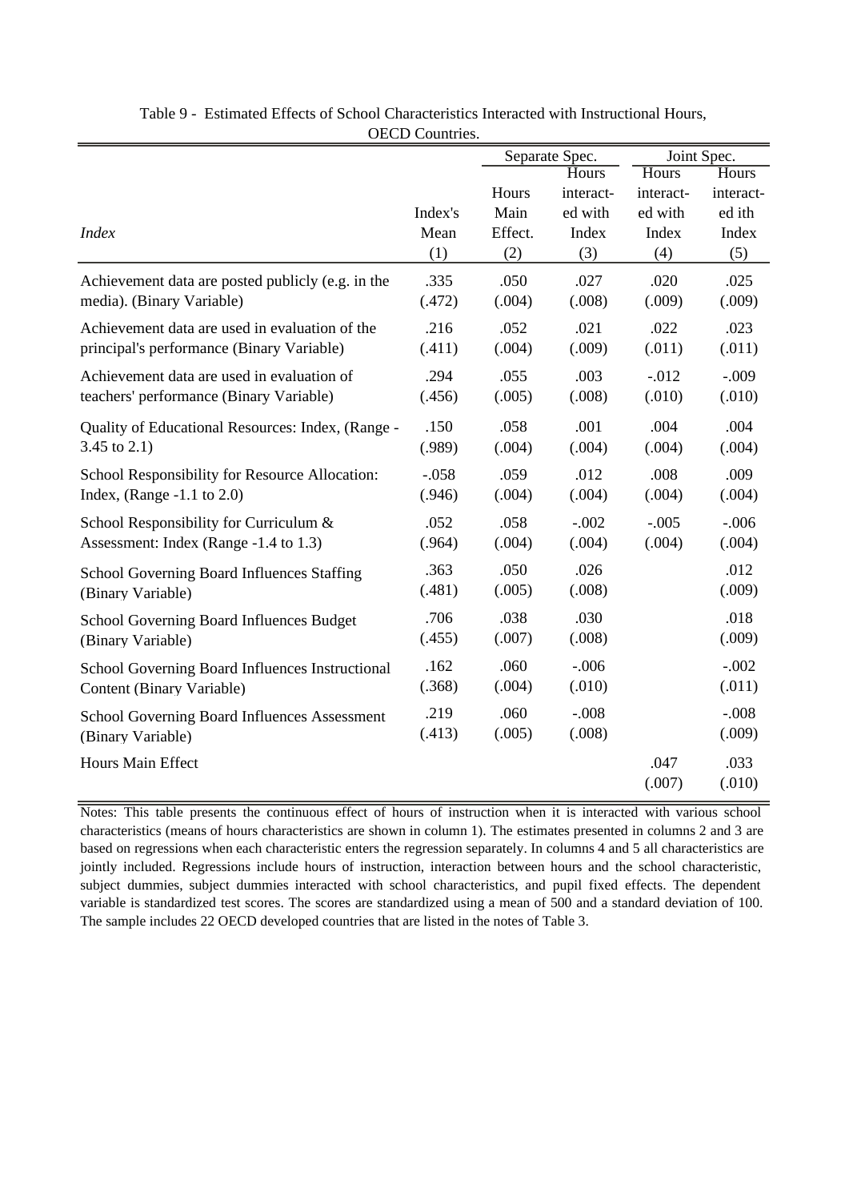Table 9 - Estimated Effects of School Characteristics Interacted with Instructional Hours, OECD Countries.

| *Index* | Index's Mean (1) | Separate Spec. Hours Main Effect. (2) | Separate Spec. Hours interacted with Index (3) | Joint Spec. Hours interacted with Index (4) | Joint Spec. Hours interacted ith Index (5) |
|---|---|---|---|---|---|
| Achievement data are posted publicly (e.g. in the media). (Binary Variable) | .335 (.472) | .050 (.004) | .027 (.008) | .020 (.009) | .025 (.009) |
| Achievement data are used in evaluation of the principal's performance (Binary Variable) | .216 (.411) | .052 (.004) | .021 (.009) | .022 (.011) | .023 (.011) |
| Achievement data are used in evaluation of teachers' performance (Binary Variable) | .294 (.456) | .055 (.005) | .003 (.008) | -.012 (.010) | -.009 (.010) |
| Quality of Educational Resources: Index, (Range -3.45 to 2.1) | .150 (.989) | .058 (.004) | .001 (.004) | .004 (.004) | .004 (.004) |
| School Responsibility for Resource Allocation: Index, (Range -1.1 to 2.0) | -.058 (.946) | .059 (.004) | .012 (.004) | .008 (.004) | .009 (.004) |
| School Responsibility for Curriculum & Assessment: Index (Range -1.4 to 1.3) | .052 (.964) | .058 (.004) | -.002 (.004) | -.005 (.004) | -.006 (.004) |
| School Governing Board Influences Staffing (Binary Variable) | .363 (.481) | .050 (.005) | .026 (.008) | | .012 (.009) |
| School Governing Board Influences Budget (Binary Variable) | .706 (.455) | .038 (.007) | .030 (.008) | | .018 (.009) |
| School Governing Board Influences Instructional Content (Binary Variable) | .162 (.368) | .060 (.004) | -.006 (.010) | | -.002 (.011) |
| School Governing Board Influences Assessment (Binary Variable) | .219 (.413) | .060 (.005) | -.008 (.008) | | -.008 (.009) |
| Hours Main Effect | | | | .047 (.007) | .033 (.010) |

Notes: This table presents the continuous effect of hours of instruction when it is interacted with various school characteristics (means of hours characteristics are shown in column 1). The estimates presented in columns 2 and 3 are based on regressions when each characteristic enters the regression separately. In columns 4 and 5 all characteristics are jointly included. Regressions include hours of instruction, interaction between hours and the school characteristic, subject dummies, subject dummies interacted with school characteristics, and pupil fixed effects. The dependent variable is standardized test scores. The scores are standardized using a mean of 500 and a standard deviation of 100. The sample includes 22 OECD developed countries that are listed in the notes of Table 3.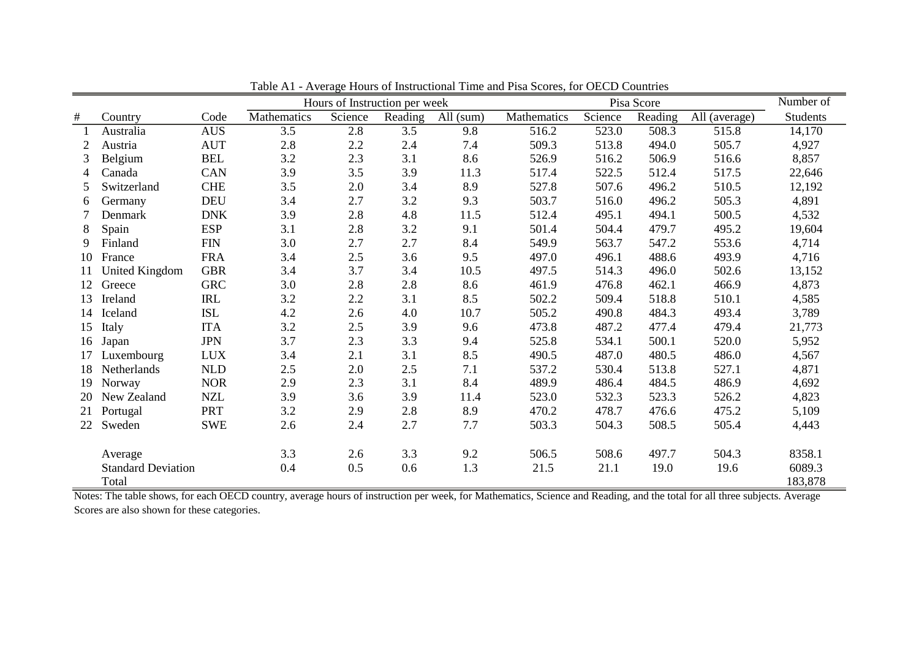Table A1 - Average Hours of Instructional Time and Pisa Scores, for OECD Countries

| # | Country | Code | Hours of Instruction per week | | | | Pisa Score | | | | Number of |
|---|---|---|---|---|---|---|---|---|---|---|---|
| | | | Mathematics | Science | Reading | All (sum) | Mathematics | Science | Reading | All (average) | Students |
| 1 | Australia | AUS | 3.5 | 2.8 | 3.5 | 9.8 | 516.2 | 523.0 | 508.3 | 515.8 | 14,170 |
| 2 | Austria | AUT | 2.8 | 2.2 | 2.4 | 7.4 | 509.3 | 513.8 | 494.0 | 505.7 | 4,927 |
| 3 | Belgium | BEL | 3.2 | 2.3 | 3.1 | 8.6 | 526.9 | 516.2 | 506.9 | 516.6 | 8,857 |
| 4 | Canada | CAN | 3.9 | 3.5 | 3.9 | 11.3 | 517.4 | 522.5 | 512.4 | 517.5 | 22,646 |
| 5 | Switzerland | CHE | 3.5 | 2.0 | 3.4 | 8.9 | 527.8 | 507.6 | 496.2 | 510.5 | 12,192 |
| 6 | Germany | DEU | 3.4 | 2.7 | 3.2 | 9.3 | 503.7 | 516.0 | 496.2 | 505.3 | 4,891 |
| 7 | Denmark | DNK | 3.9 | 2.8 | 4.8 | 11.5 | 512.4 | 495.1 | 494.1 | 500.5 | 4,532 |
| 8 | Spain | ESP | 3.1 | 2.8 | 3.2 | 9.1 | 501.4 | 504.4 | 479.7 | 495.2 | 19,604 |
| 9 | Finland | FIN | 3.0 | 2.7 | 2.7 | 8.4 | 549.9 | 563.7 | 547.2 | 553.6 | 4,714 |
| 10 | France | FRA | 3.4 | 2.5 | 3.6 | 9.5 | 497.0 | 496.1 | 488.6 | 493.9 | 4,716 |
| 11 | United Kingdom | GBR | 3.4 | 3.7 | 3.4 | 10.5 | 497.5 | 514.3 | 496.0 | 502.6 | 13,152 |
| 12 | Greece | GRC | 3.0 | 2.8 | 2.8 | 8.6 | 461.9 | 476.8 | 462.1 | 466.9 | 4,873 |
| 13 | Ireland | IRL | 3.2 | 2.2 | 3.1 | 8.5 | 502.2 | 509.4 | 518.8 | 510.1 | 4,585 |
| 14 | Iceland | ISL | 4.2 | 2.6 | 4.0 | 10.7 | 505.2 | 490.8 | 484.3 | 493.4 | 3,789 |
| 15 | Italy | ITA | 3.2 | 2.5 | 3.9 | 9.6 | 473.8 | 487.2 | 477.4 | 479.4 | 21,773 |
| 16 | Japan | JPN | 3.7 | 2.3 | 3.3 | 9.4 | 525.8 | 534.1 | 500.1 | 520.0 | 5,952 |
| 17 | Luxembourg | LUX | 3.4 | 2.1 | 3.1 | 8.5 | 490.5 | 487.0 | 480.5 | 486.0 | 4,567 |
| 18 | Netherlands | NLD | 2.5 | 2.0 | 2.5 | 7.1 | 537.2 | 530.4 | 513.8 | 527.1 | 4,871 |
| 19 | Norway | NOR | 2.9 | 2.3 | 3.1 | 8.4 | 489.9 | 486.4 | 484.5 | 486.9 | 4,692 |
| 20 | New Zealand | NZL | 3.9 | 3.6 | 3.9 | 11.4 | 523.0 | 532.3 | 523.3 | 526.2 | 4,823 |
| 21 | Portugal | PRT | 3.2 | 2.9 | 2.8 | 8.9 | 470.2 | 478.7 | 476.6 | 475.2 | 5,109 |
| 22 | Sweden | SWE | 2.6 | 2.4 | 2.7 | 7.7 | 503.3 | 504.3 | 508.5 | 505.4 | 4,443 |
| | Average | | 3.3 | 2.6 | 3.3 | 9.2 | 506.5 | 508.6 | 497.7 | 504.3 | 8358.1 |
| | Standard Deviation | | 0.4 | 0.5 | 0.6 | 1.3 | 21.5 | 21.1 | 19.0 | 19.6 | 6089.3 |
| | Total | | | | | | | | | | 183,878 |

Notes: The table shows, for each OECD country, average hours of instruction per week, for Mathematics, Science and Reading, and the total for all three subjects. Average Scores are also shown for these categories.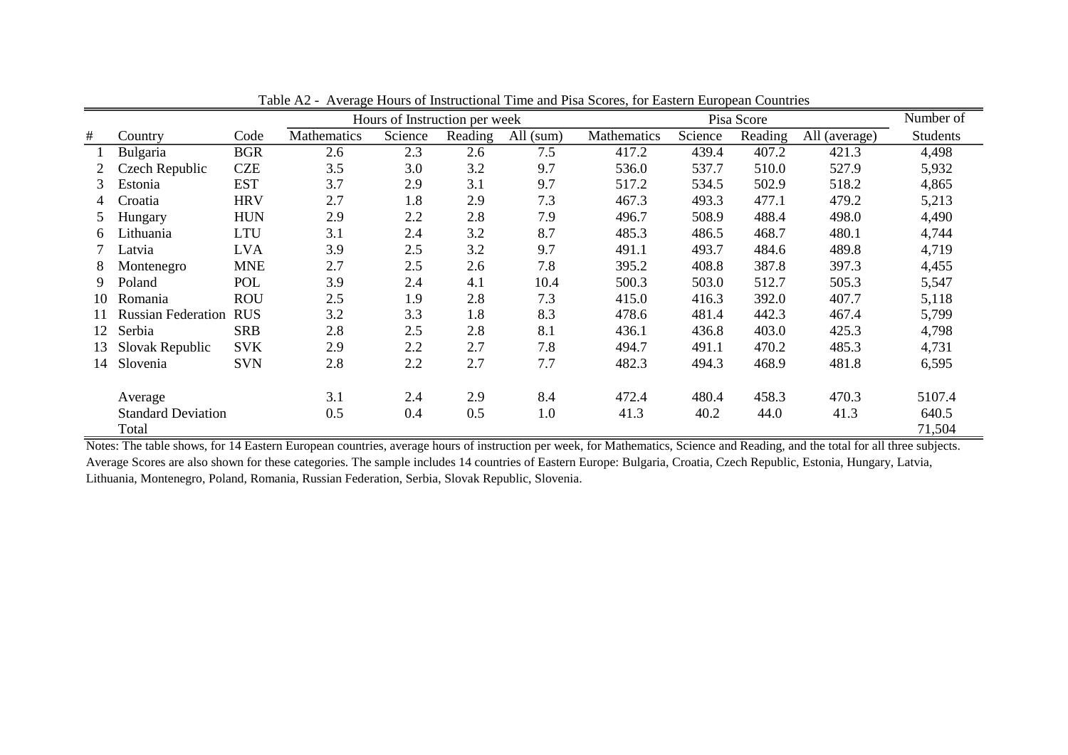Table A2 - Average Hours of Instructional Time and Pisa Scores, for Eastern European Countries

| # | Country | Code | Hours of Instruction per week | | | | Pisa Score | | | | Number of |
|---|---|---|---|---|---|---|---|---|---|---|---|
| | | | Mathematics | Science | Reading | All (sum) | Mathematics | Science | Reading | All (average) | Students |
| 1 | Bulgaria | BGR | 2.6 | 2.3 | 2.6 | 7.5 | 417.2 | 439.4 | 407.2 | 421.3 | 4,498 |
| 2 | Czech Republic | CZE | 3.5 | 3.0 | 3.2 | 9.7 | 536.0 | 537.7 | 510.0 | 527.9 | 5,932 |
| 3 | Estonia | EST | 3.7 | 2.9 | 3.1 | 9.7 | 517.2 | 534.5 | 502.9 | 518.2 | 4,865 |
| 4 | Croatia | HRV | 2.7 | 1.8 | 2.9 | 7.3 | 467.3 | 493.3 | 477.1 | 479.2 | 5,213 |
| 5 | Hungary | HUN | 2.9 | 2.2 | 2.8 | 7.9 | 496.7 | 508.9 | 488.4 | 498.0 | 4,490 |
| 6 | Lithuania | LTU | 3.1 | 2.4 | 3.2 | 8.7 | 485.3 | 486.5 | 468.7 | 480.1 | 4,744 |
| 7 | Latvia | LVA | 3.9 | 2.5 | 3.2 | 9.7 | 491.1 | 493.7 | 484.6 | 489.8 | 4,719 |
| 8 | Montenegro | MNE | 2.7 | 2.5 | 2.6 | 7.8 | 395.2 | 408.8 | 387.8 | 397.3 | 4,455 |
| 9 | Poland | POL | 3.9 | 2.4 | 4.1 | 10.4 | 500.3 | 503.0 | 512.7 | 505.3 | 5,547 |
| 10 | Romania | ROU | 2.5 | 1.9 | 2.8 | 7.3 | 415.0 | 416.3 | 392.0 | 407.7 | 5,118 |
| 11 | Russian Federation | RUS | 3.2 | 3.3 | 1.8 | 8.3 | 478.6 | 481.4 | 442.3 | 467.4 | 5,799 |
| 12 | Serbia | SRB | 2.8 | 2.5 | 2.8 | 8.1 | 436.1 | 436.8 | 403.0 | 425.3 | 4,798 |
| 13 | Slovak Republic | SVK | 2.9 | 2.2 | 2.7 | 7.8 | 494.7 | 491.1 | 470.2 | 485.3 | 4,731 |
| 14 | Slovenia | SVN | 2.8 | 2.2 | 2.7 | 7.7 | 482.3 | 494.3 | 468.9 | 481.8 | 6,595 |
| | Average | | 3.1 | 2.4 | 2.9 | 8.4 | 472.4 | 480.4 | 458.3 | 470.3 | 5107.4 |
| | Standard Deviation | | 0.5 | 0.4 | 0.5 | 1.0 | 41.3 | 40.2 | 44.0 | 41.3 | 640.5 |
| | Total | | | | | | | | | | 71,504 |

Notes: The table shows, for 14 Eastern European countries, average hours of instruction per week, for Mathematics, Science and Reading, and the total for all three subjects. Average Scores are also shown for these categories. The sample includes 14 countries of Eastern Europe: Bulgaria, Croatia, Czech Republic, Estonia, Hungary, Latvia, Lithuania, Montenegro, Poland, Romania, Russian Federation, Serbia, Slovak Republic, Slovenia.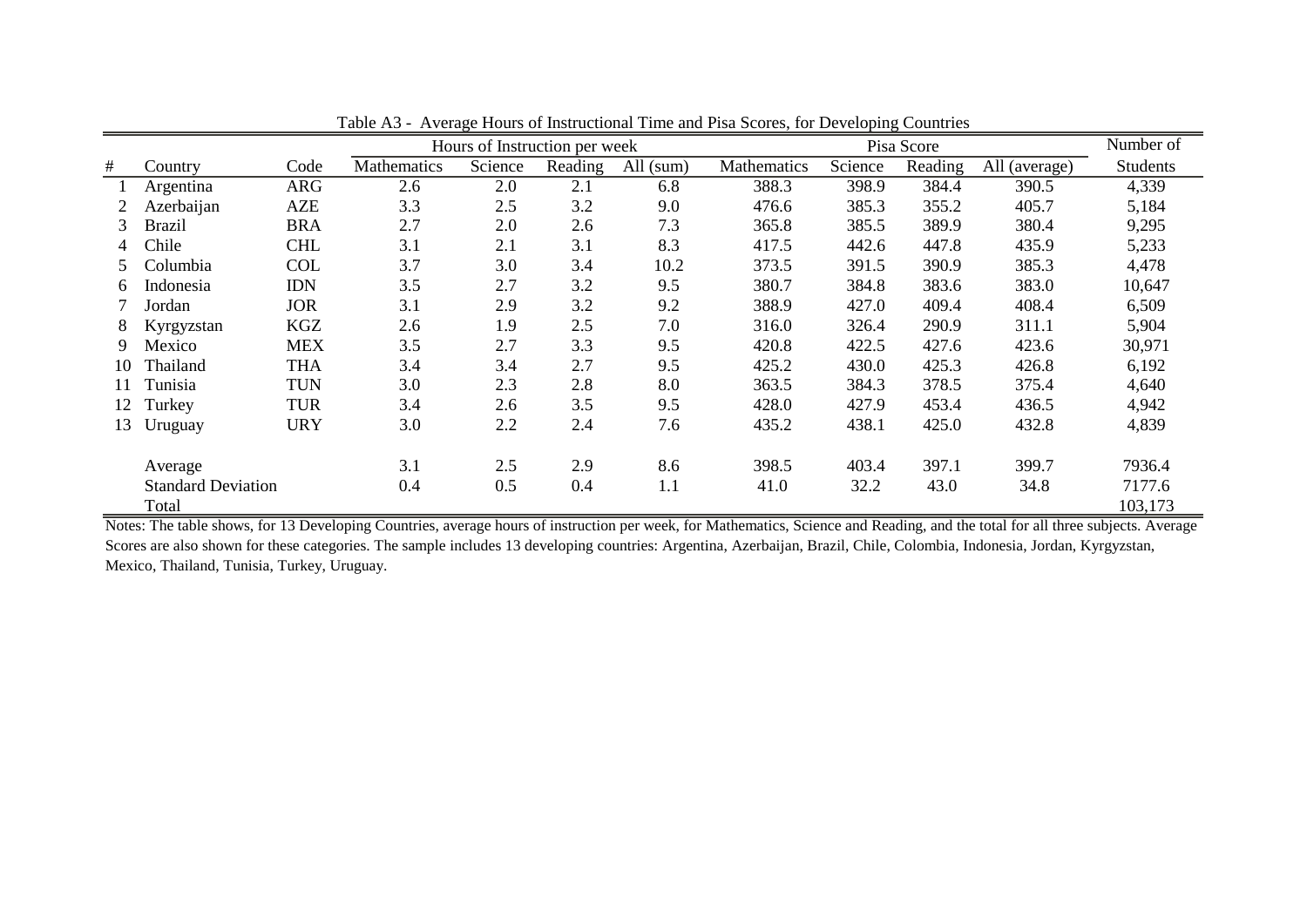Table A3 - Average Hours of Instructional Time and Pisa Scores, for Developing Countries

| # | Country | Code | Hours of Instruction per week | | | | Pisa Score | | | | Number of |
|---|---|---|---|---|---|---|---|---|---|---|---|
| | | | Mathematics | Science | Reading | All (sum) | Mathematics | Science | Reading | All (average) | Students |
| 1 | Argentina | ARG | 2.6 | 2.0 | 2.1 | 6.8 | 388.3 | 398.9 | 384.4 | 390.5 | 4,339 |
| 2 | Azerbaijan | AZE | 3.3 | 2.5 | 3.2 | 9.0 | 476.6 | 385.3 | 355.2 | 405.7 | 5,184 |
| 3 | Brazil | BRA | 2.7 | 2.0 | 2.6 | 7.3 | 365.8 | 385.5 | 389.9 | 380.4 | 9,295 |
| 4 | Chile | CHL | 3.1 | 2.1 | 3.1 | 8.3 | 417.5 | 442.6 | 447.8 | 435.9 | 5,233 |
| 5 | Columbia | COL | 3.7 | 3.0 | 3.4 | 10.2 | 373.5 | 391.5 | 390.9 | 385.3 | 4,478 |
| 6 | Indonesia | IDN | 3.5 | 2.7 | 3.2 | 9.5 | 380.7 | 384.8 | 383.6 | 383.0 | 10,647 |
| 7 | Jordan | JOR | 3.1 | 2.9 | 3.2 | 9.2 | 388.9 | 427.0 | 409.4 | 408.4 | 6,509 |
| 8 | Kyrgyzstan | KGZ | 2.6 | 1.9 | 2.5 | 7.0 | 316.0 | 326.4 | 290.9 | 311.1 | 5,904 |
| 9 | Mexico | MEX | 3.5 | 2.7 | 3.3 | 9.5 | 420.8 | 422.5 | 427.6 | 423.6 | 30,971 |
| 10 | Thailand | THA | 3.4 | 3.4 | 2.7 | 9.5 | 425.2 | 430.0 | 425.3 | 426.8 | 6,192 |
| 11 | Tunisia | TUN | 3.0 | 2.3 | 2.8 | 8.0 | 363.5 | 384.3 | 378.5 | 375.4 | 4,640 |
| 12 | Turkey | TUR | 3.4 | 2.6 | 3.5 | 9.5 | 428.0 | 427.9 | 453.4 | 436.5 | 4,942 |
| 13 | Uruguay | URY | 3.0 | 2.2 | 2.4 | 7.6 | 435.2 | 438.1 | 425.0 | 432.8 | 4,839 |
| | Average | | 3.1 | 2.5 | 2.9 | 8.6 | 398.5 | 403.4 | 397.1 | 399.7 | 7936.4 |
| | Standard Deviation | | 0.4 | 0.5 | 0.4 | 1.1 | 41.0 | 32.2 | 43.0 | 34.8 | 7177.6 |
| | Total | | | | | | | | | | 103,173 |

Notes: The table shows, for 13 Developing Countries, average hours of instruction per week, for Mathematics, Science and Reading, and the total for all three subjects. Average Scores are also shown for these categories. The sample includes 13 developing countries: Argentina, Azerbaijan, Brazil, Chile, Colombia, Indonesia, Jordan, Kyrgyzstan, Mexico, Thailand, Tunisia, Turkey, Uruguay.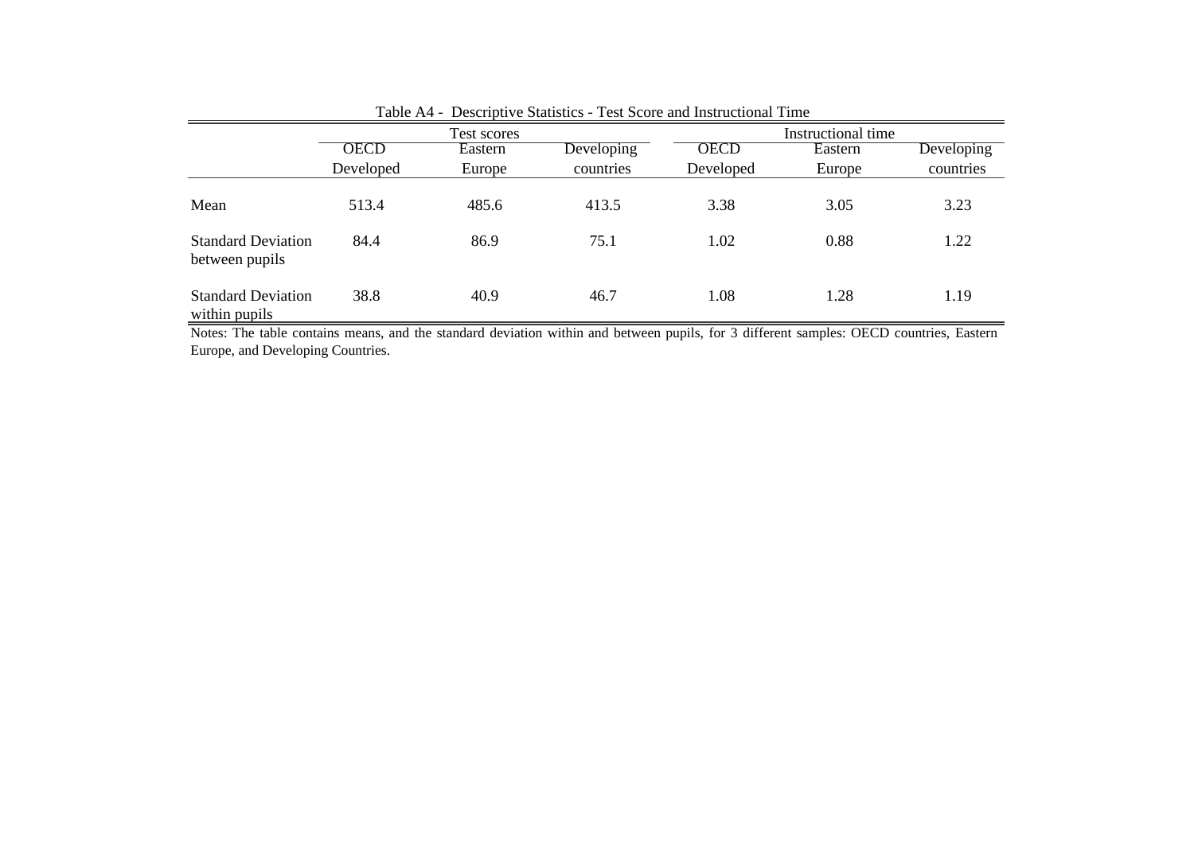Table A4 - Descriptive Statistics - Test Score and Instructional Time

| | Test scores | | | Instructional time | | |
|---|---|---|---|---|---|---|
| | OECD Developed | Eastern Europe | Developing countries | OECD Developed | Eastern Europe | Developing countries |
| Mean | 513.4 | 485.6 | 413.5 | 3.38 | 3.05 | 3.23 |
| Standard Deviation between pupils | 84.4 | 86.9 | 75.1 | 1.02 | 0.88 | 1.22 |
| Standard Deviation within pupils | 38.8 | 40.9 | 46.7 | 1.08 | 1.28 | 1.19 |

Notes: The table contains means, and the standard deviation within and between pupils, for 3 different samples: OECD countries, Eastern Europe, and Developing Countries.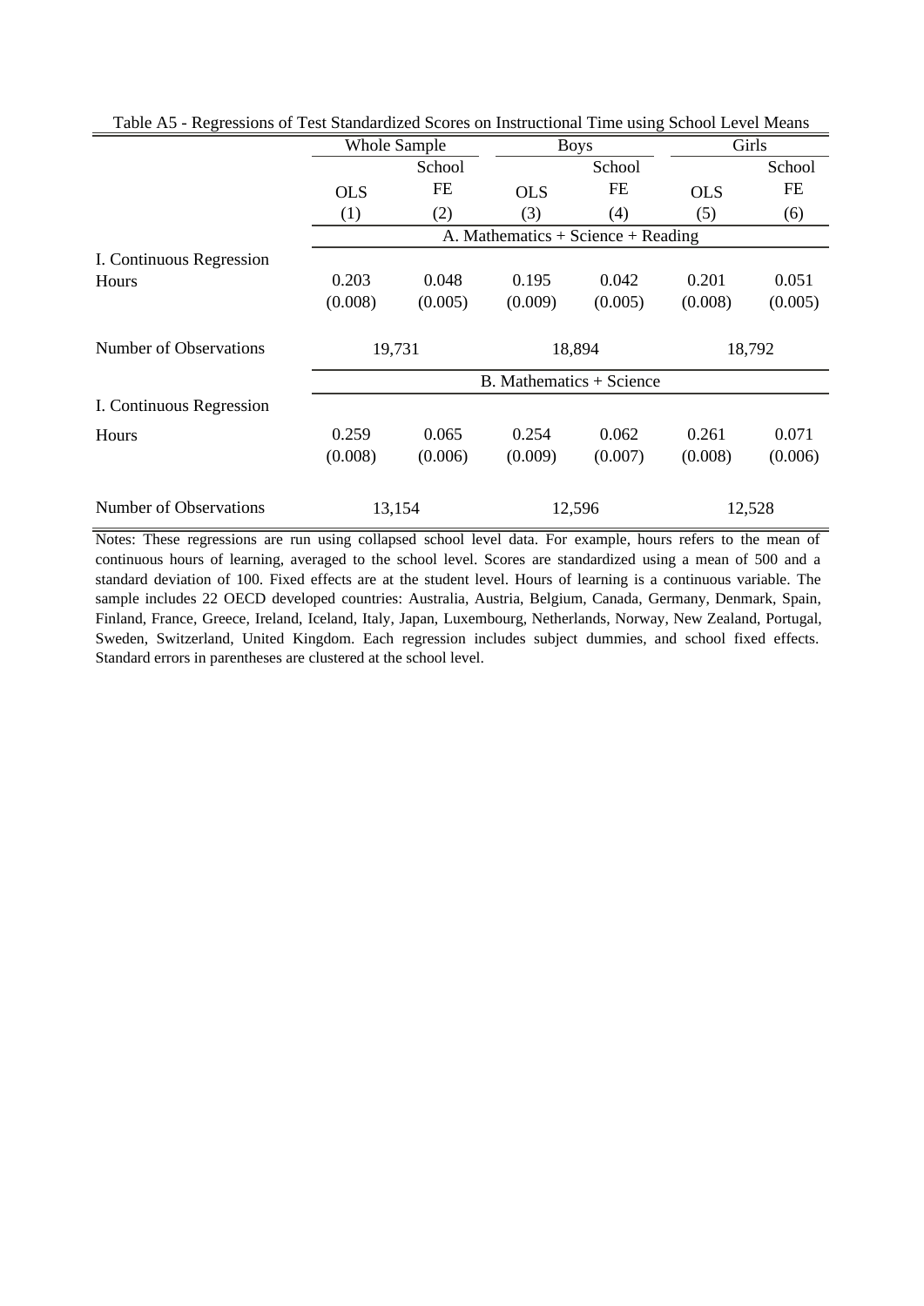Table A5 - Regressions of Test Standardized Scores on Instructional Time using School Level Means

| | Whole Sample | | Boys | | Girls | |
|---|---|---|---|---|---|---|
| | OLS | School FE | OLS | School FE | OLS | School FE |
| | (1) | (2) | (3) | (4) | (5) | (6) |
| | A. Mathematics + Science + Reading | | | | | |
| I. Continuous Regression | | | | | | |
| Hours | 0.203 | 0.048 | 0.195 | 0.042 | 0.201 | 0.051 |
| | (0.008) | (0.005) | (0.009) | (0.005) | (0.008) | (0.005) |
| Number of Observations | 19,731 | | 18,894 | | 18,792 | |
| | B. Mathematics + Science | | | | | |
| I. Continuous Regression | | | | | | |
| Hours | 0.259 | 0.065 | 0.254 | 0.062 | 0.261 | 0.071 |
| | (0.008) | (0.006) | (0.009) | (0.007) | (0.008) | (0.006) |
| Number of Observations | 13,154 | | 12,596 | | 12,528 | |

Notes: These regressions are run using collapsed school level data. For example, hours refers to the mean of continuous hours of learning, averaged to the school level. Scores are standardized using a mean of 500 and a standard deviation of 100. Fixed effects are at the student level. Hours of learning is a continuous variable. The sample includes 22 OECD developed countries: Australia, Austria, Belgium, Canada, Germany, Denmark, Spain, Finland, France, Greece, Ireland, Iceland, Italy, Japan, Luxembourg, Netherlands, Norway, New Zealand, Portugal, Sweden, Switzerland, United Kingdom. Each regression includes subject dummies, and school fixed effects. Standard errors in parentheses are clustered at the school level.